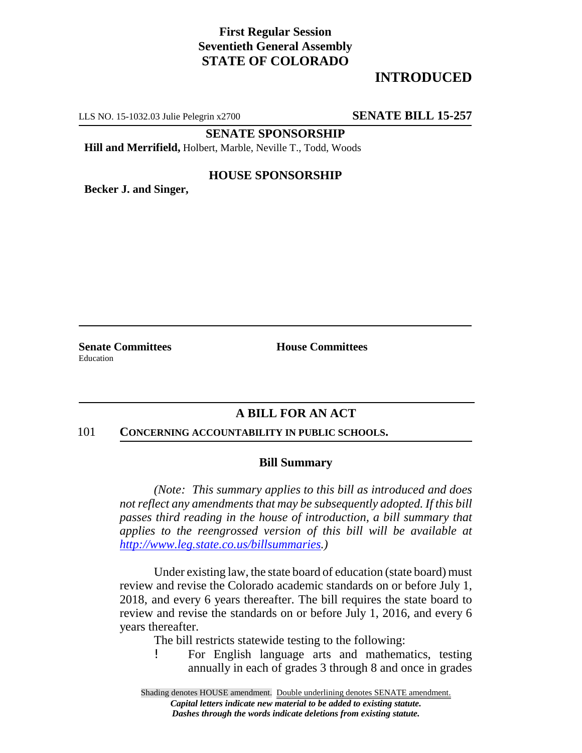**First Regular Session**
**Seventieth General Assembly**
**STATE OF COLORADO**

## INTRODUCED

LLS NO. 15-1032.03 Julie Pelegrin x2700 **SENATE BILL 15-257**

**SENATE SPONSORSHIP**

**Hill and Merrifield,** Holbert, Marble, Neville T., Todd, Woods

**HOUSE SPONSORSHIP**

**Becker J. and Singer,**

**Senate Committees**
Education

**House Committees**

### A BILL FOR AN ACT

101 **CONCERNING ACCOUNTABILITY IN PUBLIC SCHOOLS.**

### Bill Summary

*(Note: This summary applies to this bill as introduced and does not reflect any amendments that may be subsequently adopted. If this bill passes third reading in the house of introduction, a bill summary that applies to the reengrossed version of this bill will be available at http://www.leg.state.co.us/billsummaries.)*

Under existing law, the state board of education (state board) must review and revise the Colorado academic standards on or before July 1, 2018, and every 6 years thereafter. The bill requires the state board to review and revise the standards on or before July 1, 2016, and every 6 years thereafter.

The bill restricts statewide testing to the following:

- For English language arts and mathematics, testing annually in each of grades 3 through 8 and once in grades

Shading denotes HOUSE amendment. Double underlining denotes SENATE amendment.
*Capital letters indicate new material to be added to existing statute.*
*Dashes through the words indicate deletions from existing statute.*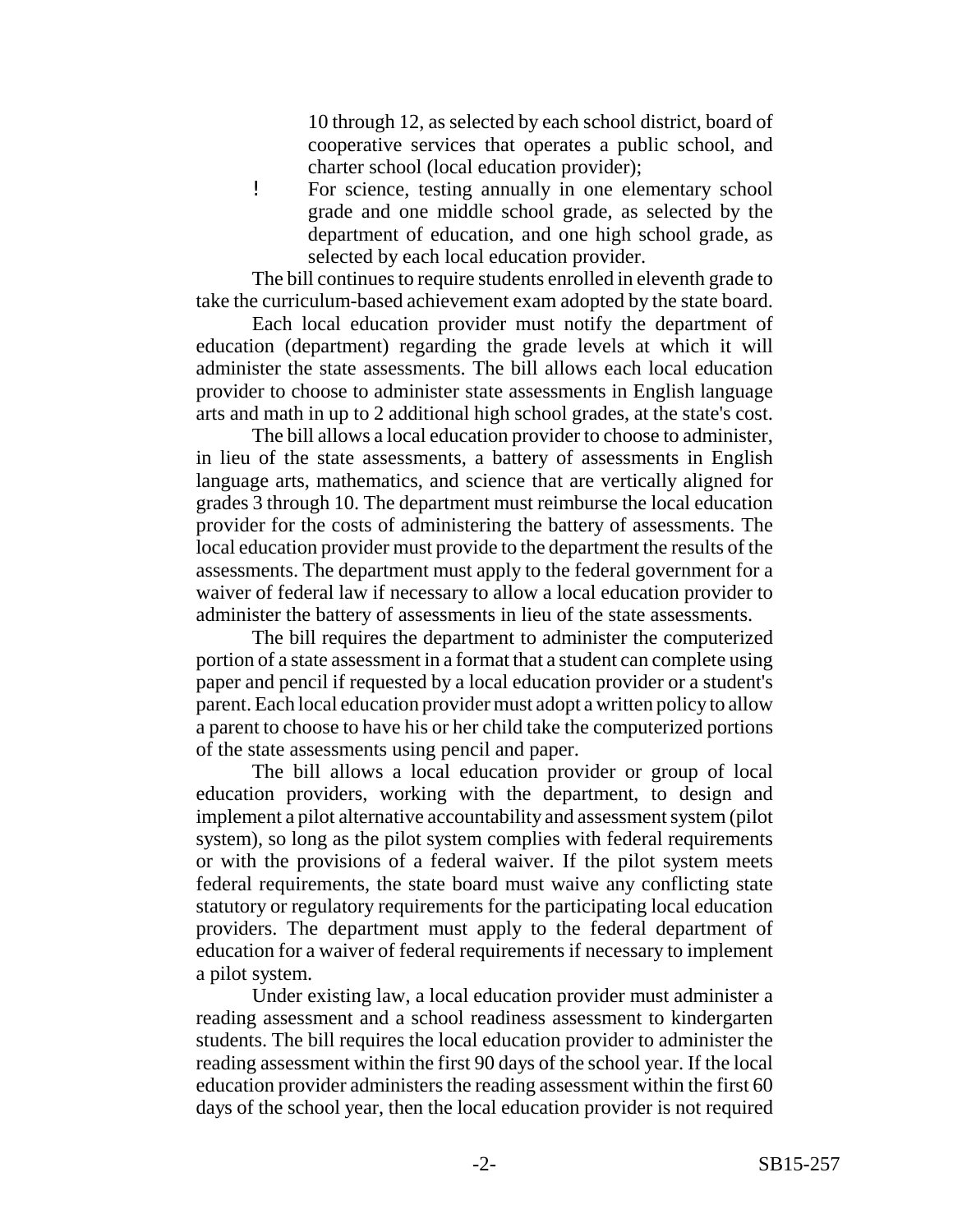10 through 12, as selected by each school district, board of cooperative services that operates a public school, and charter school (local education provider);

- For science, testing annually in one elementary school grade and one middle school grade, as selected by the department of education, and one high school grade, as selected by each local education provider.

The bill continues to require students enrolled in eleventh grade to take the curriculum-based achievement exam adopted by the state board.

Each local education provider must notify the department of education (department) regarding the grade levels at which it will administer the state assessments. The bill allows each local education provider to choose to administer state assessments in English language arts and math in up to 2 additional high school grades, at the state's cost.

The bill allows a local education provider to choose to administer, in lieu of the state assessments, a battery of assessments in English language arts, mathematics, and science that are vertically aligned for grades 3 through 10. The department must reimburse the local education provider for the costs of administering the battery of assessments. The local education provider must provide to the department the results of the assessments. The department must apply to the federal government for a waiver of federal law if necessary to allow a local education provider to administer the battery of assessments in lieu of the state assessments.

The bill requires the department to administer the computerized portion of a state assessment in a format that a student can complete using paper and pencil if requested by a local education provider or a student's parent. Each local education provider must adopt a written policy to allow a parent to choose to have his or her child take the computerized portions of the state assessments using pencil and paper.

The bill allows a local education provider or group of local education providers, working with the department, to design and implement a pilot alternative accountability and assessment system (pilot system), so long as the pilot system complies with federal requirements or with the provisions of a federal waiver. If the pilot system meets federal requirements, the state board must waive any conflicting state statutory or regulatory requirements for the participating local education providers. The department must apply to the federal department of education for a waiver of federal requirements if necessary to implement a pilot system.

Under existing law, a local education provider must administer a reading assessment and a school readiness assessment to kindergarten students. The bill requires the local education provider to administer the reading assessment within the first 90 days of the school year. If the local education provider administers the reading assessment within the first 60 days of the school year, then the local education provider is not required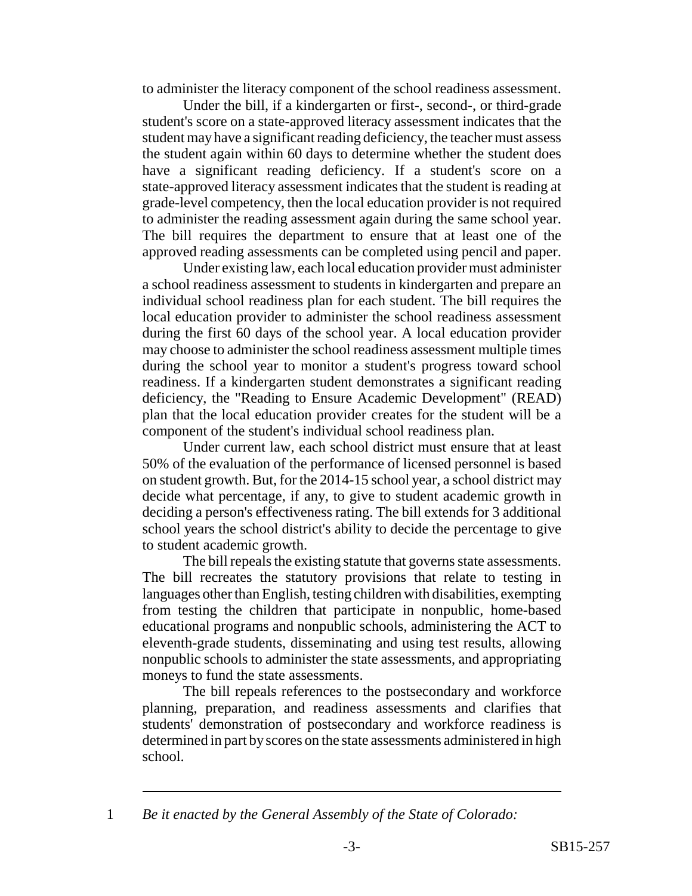to administer the literacy component of the school readiness assessment.

Under the bill, if a kindergarten or first-, second-, or third-grade student's score on a state-approved literacy assessment indicates that the student may have a significant reading deficiency, the teacher must assess the student again within 60 days to determine whether the student does have a significant reading deficiency. If a student's score on a state-approved literacy assessment indicates that the student is reading at grade-level competency, then the local education provider is not required to administer the reading assessment again during the same school year. The bill requires the department to ensure that at least one of the approved reading assessments can be completed using pencil and paper.

Under existing law, each local education provider must administer a school readiness assessment to students in kindergarten and prepare an individual school readiness plan for each student. The bill requires the local education provider to administer the school readiness assessment during the first 60 days of the school year. A local education provider may choose to administer the school readiness assessment multiple times during the school year to monitor a student's progress toward school readiness. If a kindergarten student demonstrates a significant reading deficiency, the "Reading to Ensure Academic Development" (READ) plan that the local education provider creates for the student will be a component of the student's individual school readiness plan.

Under current law, each school district must ensure that at least 50% of the evaluation of the performance of licensed personnel is based on student growth. But, for the 2014-15 school year, a school district may decide what percentage, if any, to give to student academic growth in deciding a person's effectiveness rating. The bill extends for 3 additional school years the school district's ability to decide the percentage to give to student academic growth.

The bill repeals the existing statute that governs state assessments. The bill recreates the statutory provisions that relate to testing in languages other than English, testing children with disabilities, exempting from testing the children that participate in nonpublic, home-based educational programs and nonpublic schools, administering the ACT to eleventh-grade students, disseminating and using test results, allowing nonpublic schools to administer the state assessments, and appropriating moneys to fund the state assessments.

The bill repeals references to the postsecondary and workforce planning, preparation, and readiness assessments and clarifies that students' demonstration of postsecondary and workforce readiness is determined in part by scores on the state assessments administered in high school.

---

1 *Be it enacted by the General Assembly of the State of Colorado:*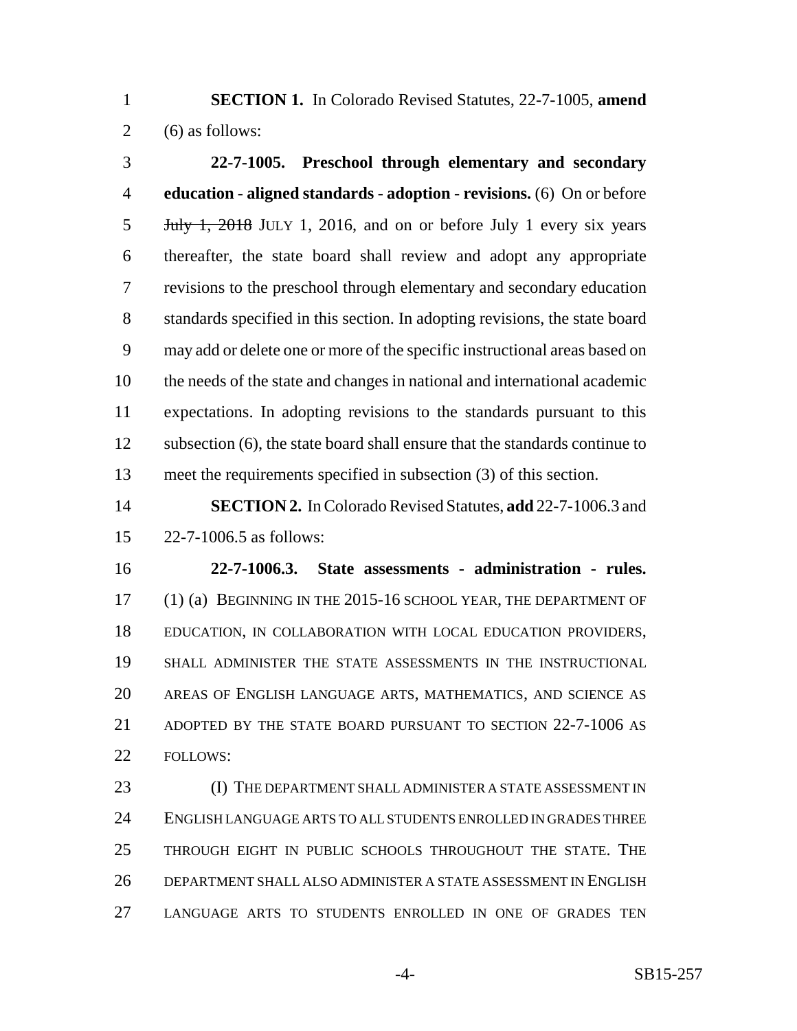**SECTION 1.** In Colorado Revised Statutes, 22-7-1005, **amend** (6) as follows:

**22-7-1005. Preschool through elementary and secondary education - aligned standards - adoption - revisions.** (6) On or before ~~July 1, 2018~~ JULY 1, 2016, and on or before July 1 every six years thereafter, the state board shall review and adopt any appropriate revisions to the preschool through elementary and secondary education standards specified in this section. In adopting revisions, the state board may add or delete one or more of the specific instructional areas based on the needs of the state and changes in national and international academic expectations. In adopting revisions to the standards pursuant to this subsection (6), the state board shall ensure that the standards continue to meet the requirements specified in subsection (3) of this section.

**SECTION 2.** In Colorado Revised Statutes, **add** 22-7-1006.3 and 22-7-1006.5 as follows:

**22-7-1006.3. State assessments - administration - rules.** (1) (a) BEGINNING IN THE 2015-16 SCHOOL YEAR, THE DEPARTMENT OF EDUCATION, IN COLLABORATION WITH LOCAL EDUCATION PROVIDERS, SHALL ADMINISTER THE STATE ASSESSMENTS IN THE INSTRUCTIONAL AREAS OF ENGLISH LANGUAGE ARTS, MATHEMATICS, AND SCIENCE AS ADOPTED BY THE STATE BOARD PURSUANT TO SECTION 22-7-1006 AS FOLLOWS:

(I) THE DEPARTMENT SHALL ADMINISTER A STATE ASSESSMENT IN ENGLISH LANGUAGE ARTS TO ALL STUDENTS ENROLLED IN GRADES THREE THROUGH EIGHT IN PUBLIC SCHOOLS THROUGHOUT THE STATE. THE DEPARTMENT SHALL ALSO ADMINISTER A STATE ASSESSMENT IN ENGLISH LANGUAGE ARTS TO STUDENTS ENROLLED IN ONE OF GRADES TEN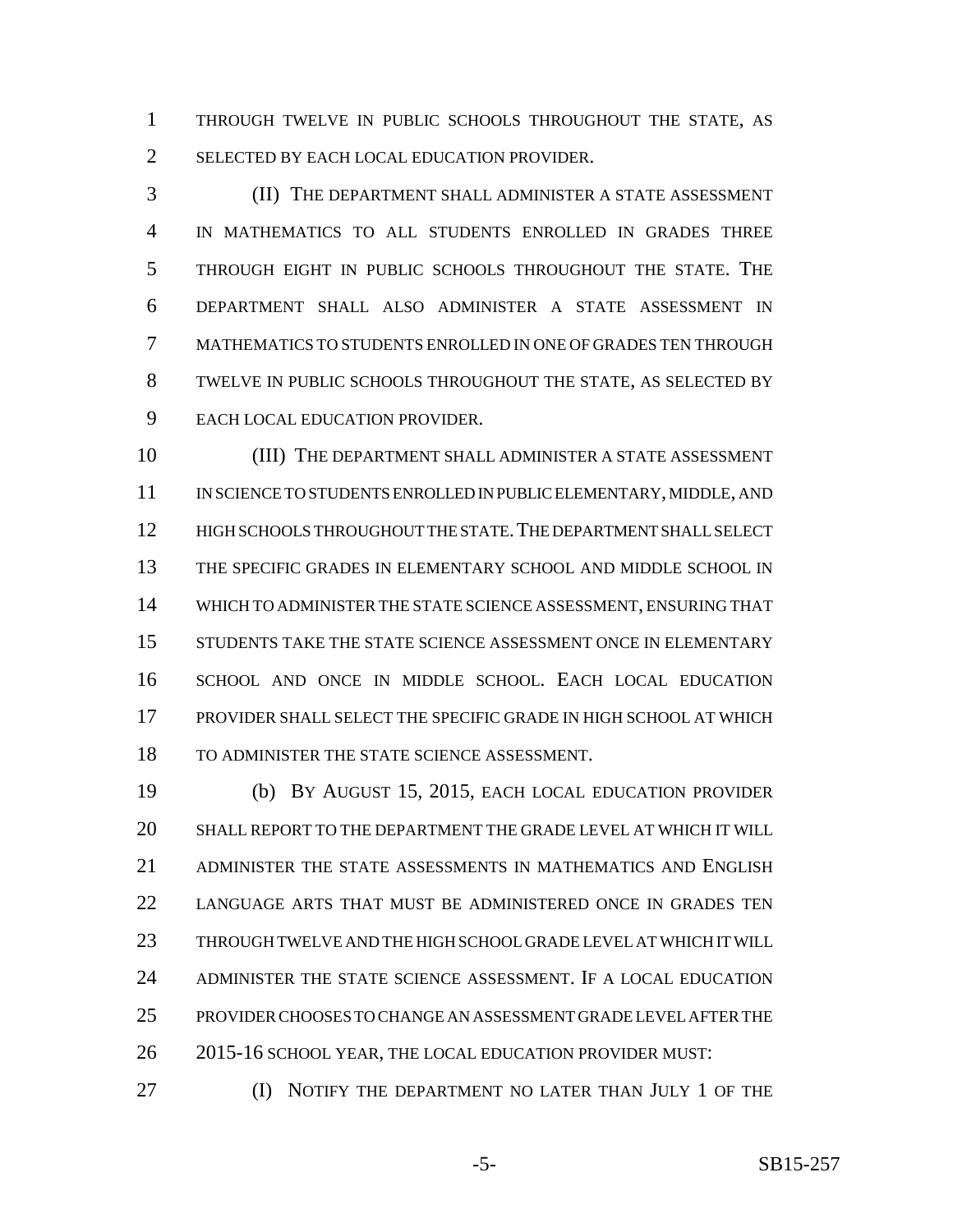THROUGH TWELVE IN PUBLIC SCHOOLS THROUGHOUT THE STATE, AS SELECTED BY EACH LOCAL EDUCATION PROVIDER.

(II) THE DEPARTMENT SHALL ADMINISTER A STATE ASSESSMENT IN MATHEMATICS TO ALL STUDENTS ENROLLED IN GRADES THREE THROUGH EIGHT IN PUBLIC SCHOOLS THROUGHOUT THE STATE. THE DEPARTMENT SHALL ALSO ADMINISTER A STATE ASSESSMENT IN MATHEMATICS TO STUDENTS ENROLLED IN ONE OF GRADES TEN THROUGH TWELVE IN PUBLIC SCHOOLS THROUGHOUT THE STATE, AS SELECTED BY EACH LOCAL EDUCATION PROVIDER.

(III) THE DEPARTMENT SHALL ADMINISTER A STATE ASSESSMENT IN SCIENCE TO STUDENTS ENROLLED IN PUBLIC ELEMENTARY, MIDDLE, AND HIGH SCHOOLS THROUGHOUT THE STATE. THE DEPARTMENT SHALL SELECT THE SPECIFIC GRADES IN ELEMENTARY SCHOOL AND MIDDLE SCHOOL IN WHICH TO ADMINISTER THE STATE SCIENCE ASSESSMENT, ENSURING THAT STUDENTS TAKE THE STATE SCIENCE ASSESSMENT ONCE IN ELEMENTARY SCHOOL AND ONCE IN MIDDLE SCHOOL. EACH LOCAL EDUCATION PROVIDER SHALL SELECT THE SPECIFIC GRADE IN HIGH SCHOOL AT WHICH TO ADMINISTER THE STATE SCIENCE ASSESSMENT.

(b) BY AUGUST 15, 2015, EACH LOCAL EDUCATION PROVIDER SHALL REPORT TO THE DEPARTMENT THE GRADE LEVEL AT WHICH IT WILL ADMINISTER THE STATE ASSESSMENTS IN MATHEMATICS AND ENGLISH LANGUAGE ARTS THAT MUST BE ADMINISTERED ONCE IN GRADES TEN THROUGH TWELVE AND THE HIGH SCHOOL GRADE LEVEL AT WHICH IT WILL ADMINISTER THE STATE SCIENCE ASSESSMENT. IF A LOCAL EDUCATION PROVIDER CHOOSES TO CHANGE AN ASSESSMENT GRADE LEVEL AFTER THE 2015-16 SCHOOL YEAR, THE LOCAL EDUCATION PROVIDER MUST:

(I) NOTIFY THE DEPARTMENT NO LATER THAN JULY 1 OF THE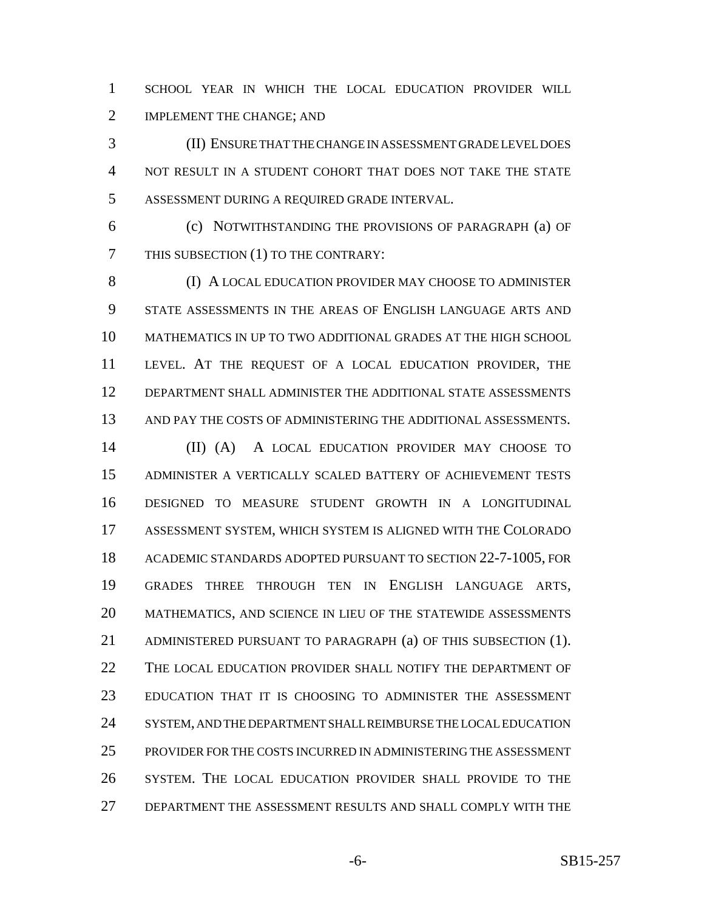SCHOOL YEAR IN WHICH THE LOCAL EDUCATION PROVIDER WILL IMPLEMENT THE CHANGE; AND

(II) ENSURE THAT THE CHANGE IN ASSESSMENT GRADE LEVEL DOES NOT RESULT IN A STUDENT COHORT THAT DOES NOT TAKE THE STATE ASSESSMENT DURING A REQUIRED GRADE INTERVAL.

(c) NOTWITHSTANDING THE PROVISIONS OF PARAGRAPH (a) OF THIS SUBSECTION (1) TO THE CONTRARY:

(I) A LOCAL EDUCATION PROVIDER MAY CHOOSE TO ADMINISTER STATE ASSESSMENTS IN THE AREAS OF ENGLISH LANGUAGE ARTS AND MATHEMATICS IN UP TO TWO ADDITIONAL GRADES AT THE HIGH SCHOOL LEVEL. AT THE REQUEST OF A LOCAL EDUCATION PROVIDER, THE DEPARTMENT SHALL ADMINISTER THE ADDITIONAL STATE ASSESSMENTS AND PAY THE COSTS OF ADMINISTERING THE ADDITIONAL ASSESSMENTS.

(II) (A) A LOCAL EDUCATION PROVIDER MAY CHOOSE TO ADMINISTER A VERTICALLY SCALED BATTERY OF ACHIEVEMENT TESTS DESIGNED TO MEASURE STUDENT GROWTH IN A LONGITUDINAL ASSESSMENT SYSTEM, WHICH SYSTEM IS ALIGNED WITH THE COLORADO ACADEMIC STANDARDS ADOPTED PURSUANT TO SECTION 22-7-1005, FOR GRADES THREE THROUGH TEN IN ENGLISH LANGUAGE ARTS, MATHEMATICS, AND SCIENCE IN LIEU OF THE STATEWIDE ASSESSMENTS ADMINISTERED PURSUANT TO PARAGRAPH (a) OF THIS SUBSECTION (1). THE LOCAL EDUCATION PROVIDER SHALL NOTIFY THE DEPARTMENT OF EDUCATION THAT IT IS CHOOSING TO ADMINISTER THE ASSESSMENT SYSTEM, AND THE DEPARTMENT SHALL REIMBURSE THE LOCAL EDUCATION PROVIDER FOR THE COSTS INCURRED IN ADMINISTERING THE ASSESSMENT SYSTEM. THE LOCAL EDUCATION PROVIDER SHALL PROVIDE TO THE DEPARTMENT THE ASSESSMENT RESULTS AND SHALL COMPLY WITH THE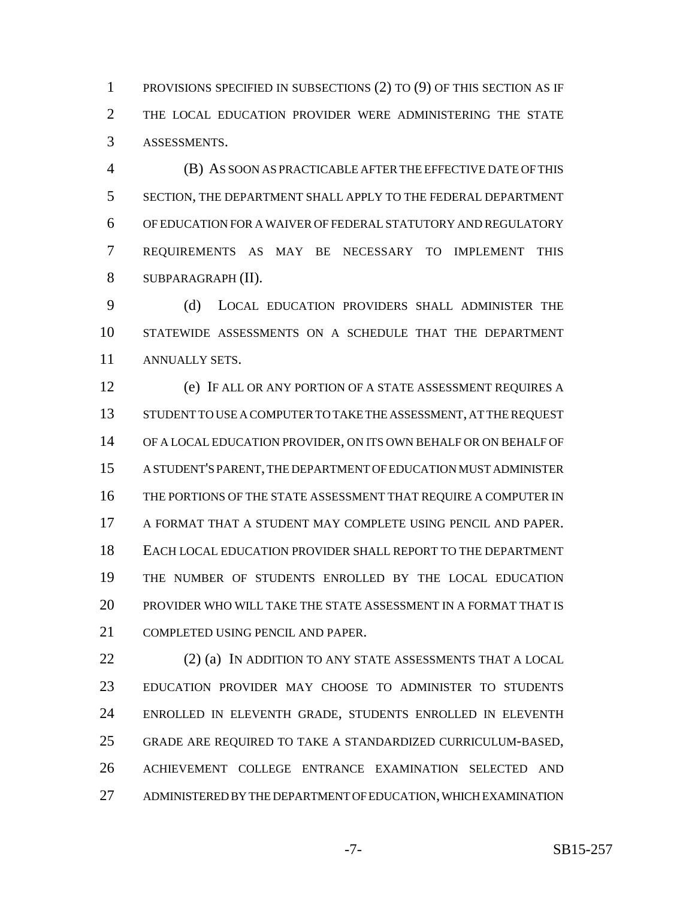PROVISIONS SPECIFIED IN SUBSECTIONS (2) TO (9) OF THIS SECTION AS IF THE LOCAL EDUCATION PROVIDER WERE ADMINISTERING THE STATE ASSESSMENTS.

(B) AS SOON AS PRACTICABLE AFTER THE EFFECTIVE DATE OF THIS SECTION, THE DEPARTMENT SHALL APPLY TO THE FEDERAL DEPARTMENT OF EDUCATION FOR A WAIVER OF FEDERAL STATUTORY AND REGULATORY REQUIREMENTS AS MAY BE NECESSARY TO IMPLEMENT THIS SUBPARAGRAPH (II).

(d) LOCAL EDUCATION PROVIDERS SHALL ADMINISTER THE STATEWIDE ASSESSMENTS ON A SCHEDULE THAT THE DEPARTMENT ANNUALLY SETS.

(e) IF ALL OR ANY PORTION OF A STATE ASSESSMENT REQUIRES A STUDENT TO USE A COMPUTER TO TAKE THE ASSESSMENT, AT THE REQUEST OF A LOCAL EDUCATION PROVIDER, ON ITS OWN BEHALF OR ON BEHALF OF A STUDENT'S PARENT, THE DEPARTMENT OF EDUCATION MUST ADMINISTER THE PORTIONS OF THE STATE ASSESSMENT THAT REQUIRE A COMPUTER IN A FORMAT THAT A STUDENT MAY COMPLETE USING PENCIL AND PAPER. EACH LOCAL EDUCATION PROVIDER SHALL REPORT TO THE DEPARTMENT THE NUMBER OF STUDENTS ENROLLED BY THE LOCAL EDUCATION PROVIDER WHO WILL TAKE THE STATE ASSESSMENT IN A FORMAT THAT IS COMPLETED USING PENCIL AND PAPER.

(2) (a) IN ADDITION TO ANY STATE ASSESSMENTS THAT A LOCAL EDUCATION PROVIDER MAY CHOOSE TO ADMINISTER TO STUDENTS ENROLLED IN ELEVENTH GRADE, STUDENTS ENROLLED IN ELEVENTH GRADE ARE REQUIRED TO TAKE A STANDARDIZED CURRICULUM-BASED, ACHIEVEMENT COLLEGE ENTRANCE EXAMINATION SELECTED AND ADMINISTERED BY THE DEPARTMENT OF EDUCATION, WHICH EXAMINATION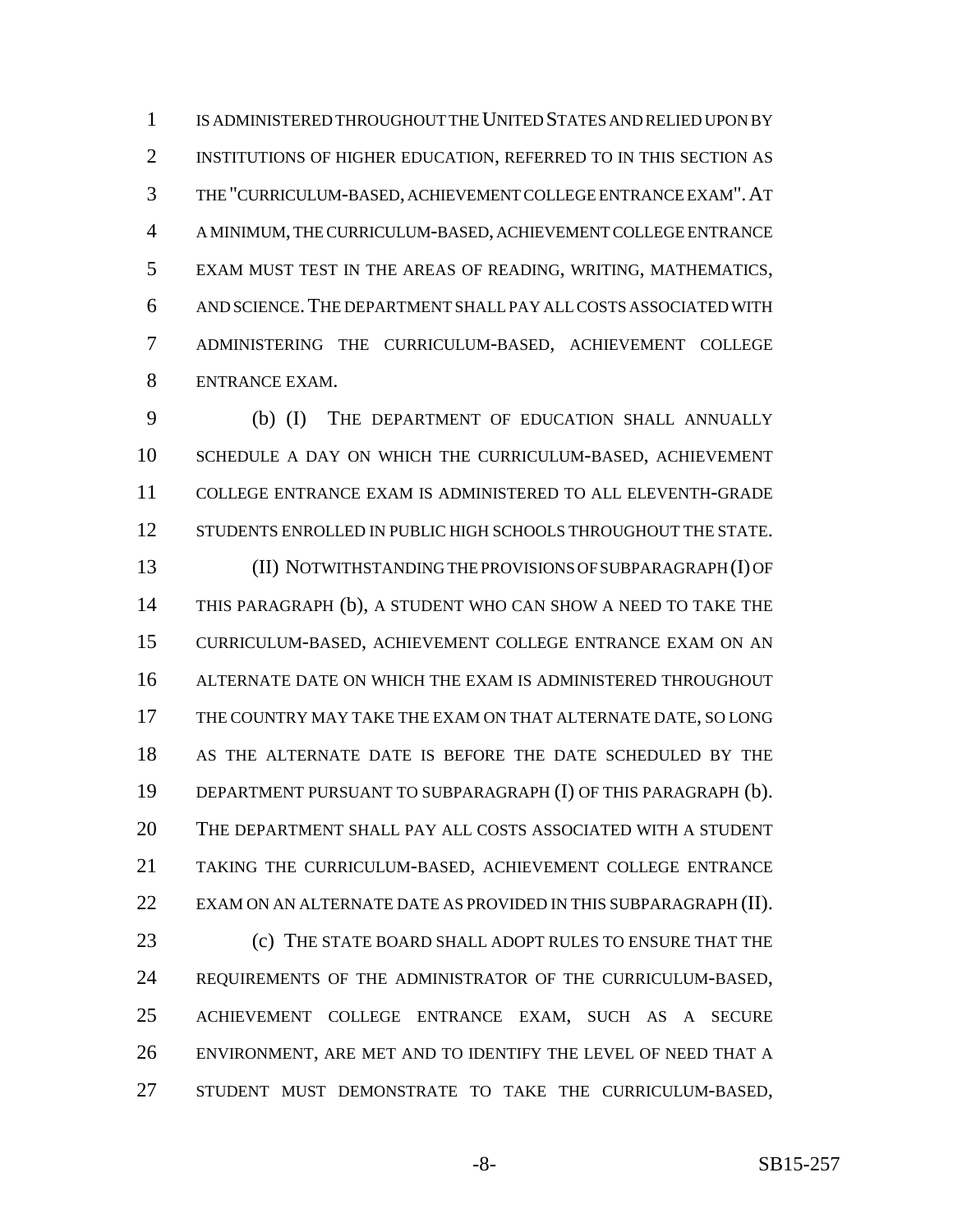IS ADMINISTERED THROUGHOUT THE UNITED STATES AND RELIED UPON BY INSTITUTIONS OF HIGHER EDUCATION, REFERRED TO IN THIS SECTION AS THE "CURRICULUM-BASED, ACHIEVEMENT COLLEGE ENTRANCE EXAM". AT A MINIMUM, THE CURRICULUM-BASED, ACHIEVEMENT COLLEGE ENTRANCE EXAM MUST TEST IN THE AREAS OF READING, WRITING, MATHEMATICS, AND SCIENCE. THE DEPARTMENT SHALL PAY ALL COSTS ASSOCIATED WITH ADMINISTERING THE CURRICULUM-BASED, ACHIEVEMENT COLLEGE ENTRANCE EXAM.

(b) (I) THE DEPARTMENT OF EDUCATION SHALL ANNUALLY SCHEDULE A DAY ON WHICH THE CURRICULUM-BASED, ACHIEVEMENT COLLEGE ENTRANCE EXAM IS ADMINISTERED TO ALL ELEVENTH-GRADE STUDENTS ENROLLED IN PUBLIC HIGH SCHOOLS THROUGHOUT THE STATE.

(II) NOTWITHSTANDING THE PROVISIONS OF SUBPARAGRAPH (I) OF THIS PARAGRAPH (b), A STUDENT WHO CAN SHOW A NEED TO TAKE THE CURRICULUM-BASED, ACHIEVEMENT COLLEGE ENTRANCE EXAM ON AN ALTERNATE DATE ON WHICH THE EXAM IS ADMINISTERED THROUGHOUT THE COUNTRY MAY TAKE THE EXAM ON THAT ALTERNATE DATE, SO LONG AS THE ALTERNATE DATE IS BEFORE THE DATE SCHEDULED BY THE DEPARTMENT PURSUANT TO SUBPARAGRAPH (I) OF THIS PARAGRAPH (b). THE DEPARTMENT SHALL PAY ALL COSTS ASSOCIATED WITH A STUDENT TAKING THE CURRICULUM-BASED, ACHIEVEMENT COLLEGE ENTRANCE EXAM ON AN ALTERNATE DATE AS PROVIDED IN THIS SUBPARAGRAPH (II).

(c) THE STATE BOARD SHALL ADOPT RULES TO ENSURE THAT THE REQUIREMENTS OF THE ADMINISTRATOR OF THE CURRICULUM-BASED, ACHIEVEMENT COLLEGE ENTRANCE EXAM, SUCH AS A SECURE ENVIRONMENT, ARE MET AND TO IDENTIFY THE LEVEL OF NEED THAT A STUDENT MUST DEMONSTRATE TO TAKE THE CURRICULUM-BASED,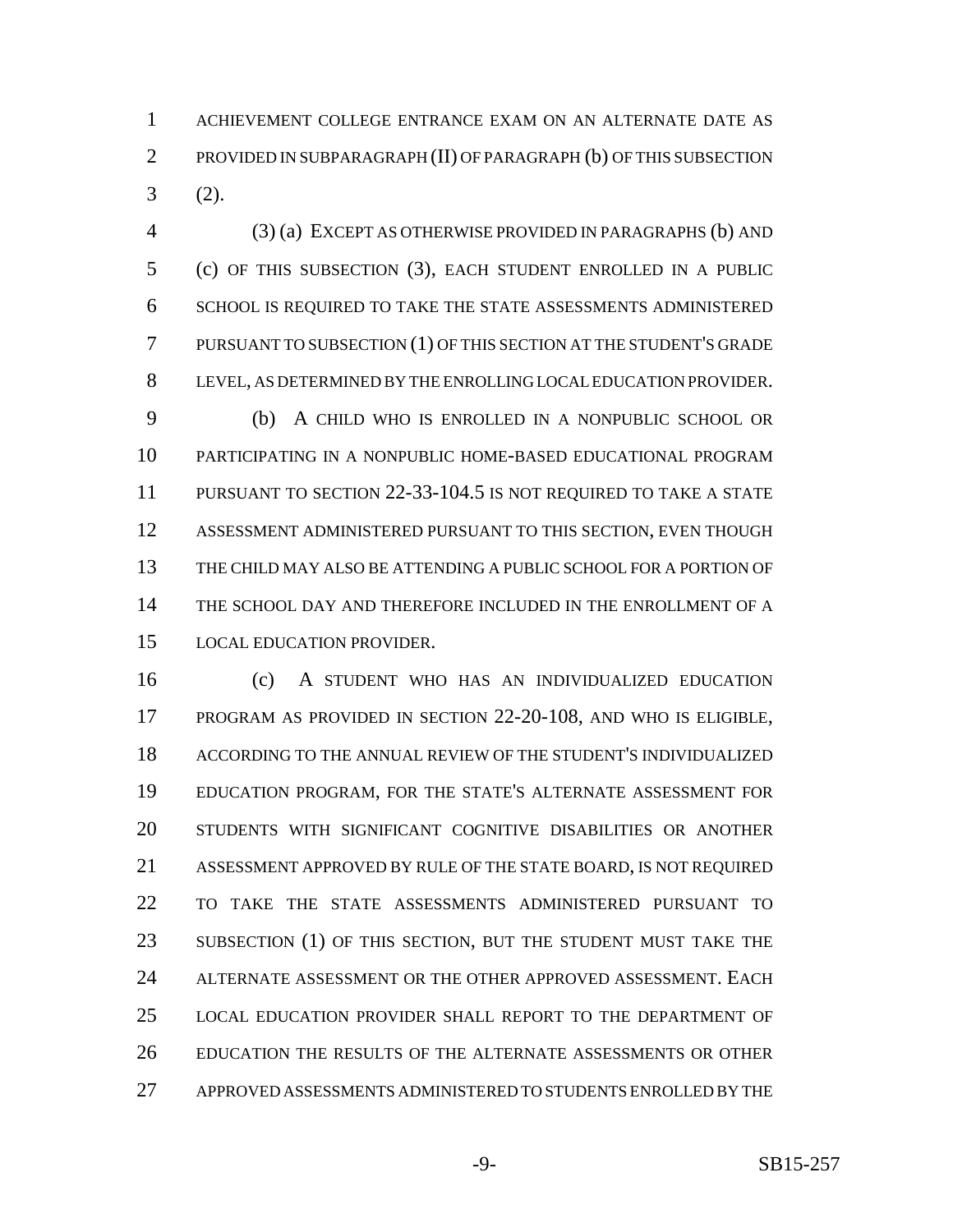ACHIEVEMENT COLLEGE ENTRANCE EXAM ON AN ALTERNATE DATE AS PROVIDED IN SUBPARAGRAPH (II) OF PARAGRAPH (b) OF THIS SUBSECTION (2).

(3) (a) EXCEPT AS OTHERWISE PROVIDED IN PARAGRAPHS (b) AND (c) OF THIS SUBSECTION (3), EACH STUDENT ENROLLED IN A PUBLIC SCHOOL IS REQUIRED TO TAKE THE STATE ASSESSMENTS ADMINISTERED PURSUANT TO SUBSECTION (1) OF THIS SECTION AT THE STUDENT'S GRADE LEVEL, AS DETERMINED BY THE ENROLLING LOCAL EDUCATION PROVIDER.

(b) A CHILD WHO IS ENROLLED IN A NONPUBLIC SCHOOL OR PARTICIPATING IN A NONPUBLIC HOME-BASED EDUCATIONAL PROGRAM PURSUANT TO SECTION 22-33-104.5 IS NOT REQUIRED TO TAKE A STATE ASSESSMENT ADMINISTERED PURSUANT TO THIS SECTION, EVEN THOUGH THE CHILD MAY ALSO BE ATTENDING A PUBLIC SCHOOL FOR A PORTION OF THE SCHOOL DAY AND THEREFORE INCLUDED IN THE ENROLLMENT OF A LOCAL EDUCATION PROVIDER.

(c) A STUDENT WHO HAS AN INDIVIDUALIZED EDUCATION PROGRAM AS PROVIDED IN SECTION 22-20-108, AND WHO IS ELIGIBLE, ACCORDING TO THE ANNUAL REVIEW OF THE STUDENT'S INDIVIDUALIZED EDUCATION PROGRAM, FOR THE STATE'S ALTERNATE ASSESSMENT FOR STUDENTS WITH SIGNIFICANT COGNITIVE DISABILITIES OR ANOTHER ASSESSMENT APPROVED BY RULE OF THE STATE BOARD, IS NOT REQUIRED TO TAKE THE STATE ASSESSMENTS ADMINISTERED PURSUANT TO SUBSECTION (1) OF THIS SECTION, BUT THE STUDENT MUST TAKE THE ALTERNATE ASSESSMENT OR THE OTHER APPROVED ASSESSMENT. EACH LOCAL EDUCATION PROVIDER SHALL REPORT TO THE DEPARTMENT OF EDUCATION THE RESULTS OF THE ALTERNATE ASSESSMENTS OR OTHER APPROVED ASSESSMENTS ADMINISTERED TO STUDENTS ENROLLED BY THE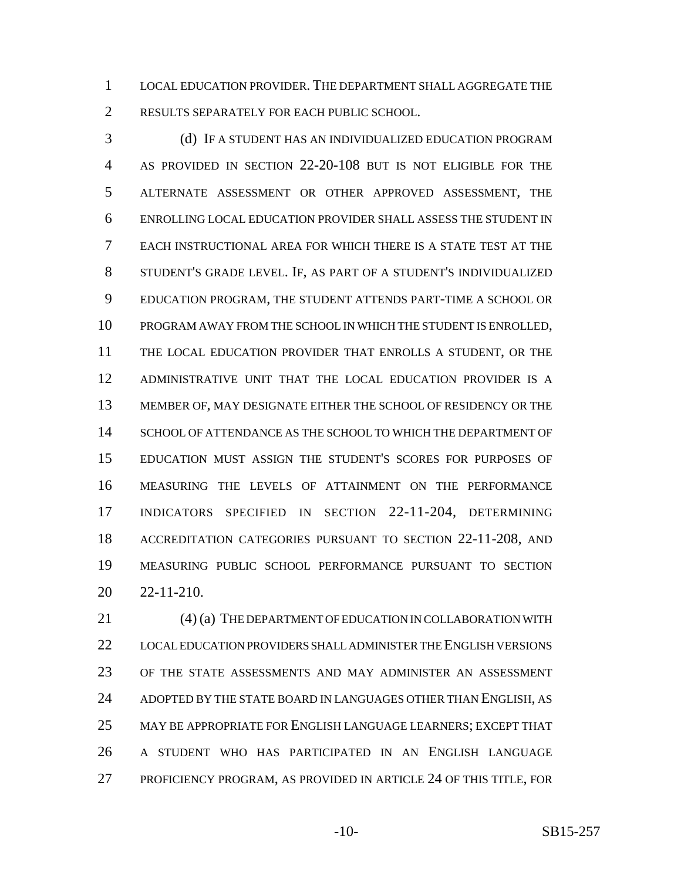LOCAL EDUCATION PROVIDER. THE DEPARTMENT SHALL AGGREGATE THE RESULTS SEPARATELY FOR EACH PUBLIC SCHOOL.

(d) IF A STUDENT HAS AN INDIVIDUALIZED EDUCATION PROGRAM AS PROVIDED IN SECTION 22-20-108 BUT IS NOT ELIGIBLE FOR THE ALTERNATE ASSESSMENT OR OTHER APPROVED ASSESSMENT, THE ENROLLING LOCAL EDUCATION PROVIDER SHALL ASSESS THE STUDENT IN EACH INSTRUCTIONAL AREA FOR WHICH THERE IS A STATE TEST AT THE STUDENT'S GRADE LEVEL. IF, AS PART OF A STUDENT'S INDIVIDUALIZED EDUCATION PROGRAM, THE STUDENT ATTENDS PART-TIME A SCHOOL OR PROGRAM AWAY FROM THE SCHOOL IN WHICH THE STUDENT IS ENROLLED, THE LOCAL EDUCATION PROVIDER THAT ENROLLS A STUDENT, OR THE ADMINISTRATIVE UNIT THAT THE LOCAL EDUCATION PROVIDER IS A MEMBER OF, MAY DESIGNATE EITHER THE SCHOOL OF RESIDENCY OR THE SCHOOL OF ATTENDANCE AS THE SCHOOL TO WHICH THE DEPARTMENT OF EDUCATION MUST ASSIGN THE STUDENT'S SCORES FOR PURPOSES OF MEASURING THE LEVELS OF ATTAINMENT ON THE PERFORMANCE INDICATORS SPECIFIED IN SECTION 22-11-204, DETERMINING ACCREDITATION CATEGORIES PURSUANT TO SECTION 22-11-208, AND MEASURING PUBLIC SCHOOL PERFORMANCE PURSUANT TO SECTION 22-11-210.

(4) (a) THE DEPARTMENT OF EDUCATION IN COLLABORATION WITH LOCAL EDUCATION PROVIDERS SHALL ADMINISTER THE ENGLISH VERSIONS OF THE STATE ASSESSMENTS AND MAY ADMINISTER AN ASSESSMENT ADOPTED BY THE STATE BOARD IN LANGUAGES OTHER THAN ENGLISH, AS MAY BE APPROPRIATE FOR ENGLISH LANGUAGE LEARNERS; EXCEPT THAT A STUDENT WHO HAS PARTICIPATED IN AN ENGLISH LANGUAGE PROFICIENCY PROGRAM, AS PROVIDED IN ARTICLE 24 OF THIS TITLE, FOR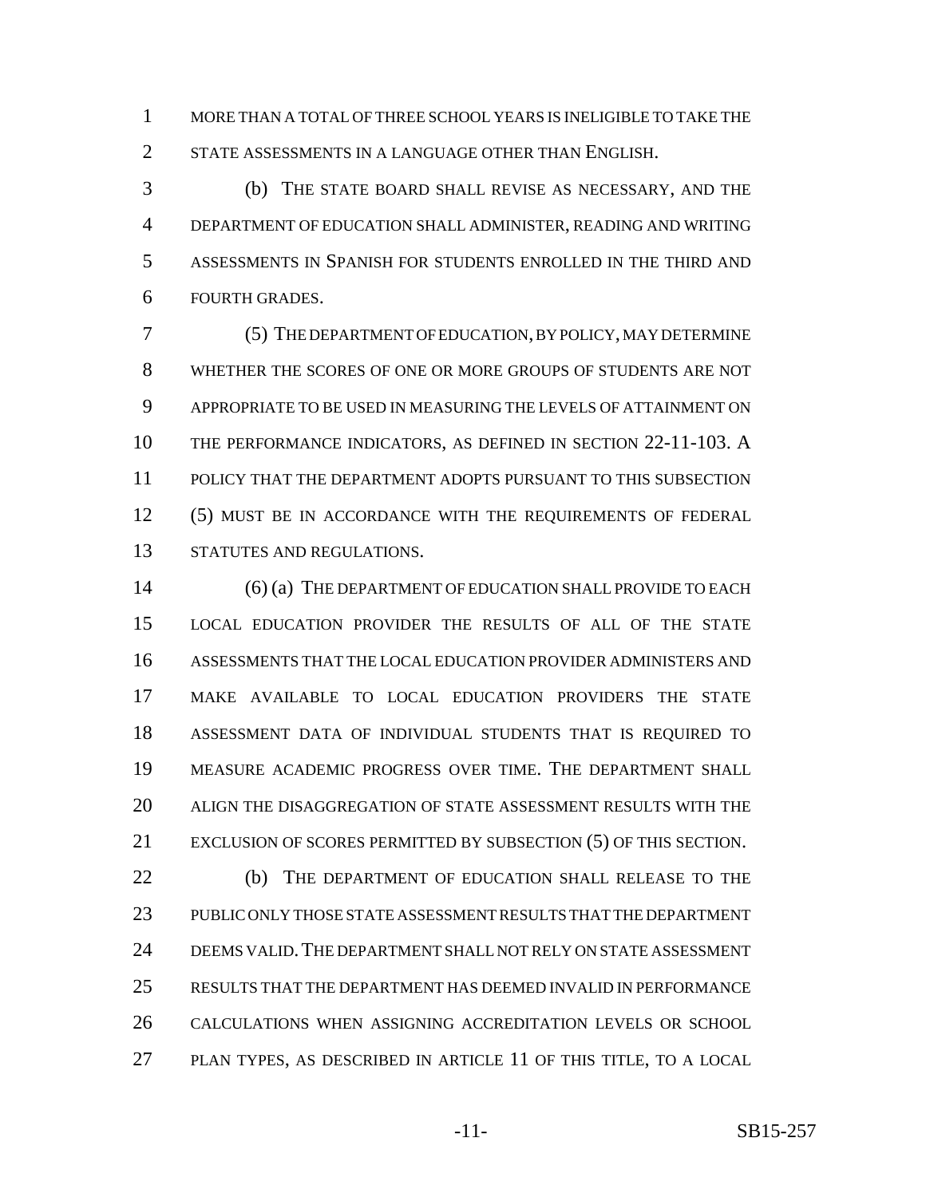MORE THAN A TOTAL OF THREE SCHOOL YEARS IS INELIGIBLE TO TAKE THE STATE ASSESSMENTS IN A LANGUAGE OTHER THAN ENGLISH.

(b) THE STATE BOARD SHALL REVISE AS NECESSARY, AND THE DEPARTMENT OF EDUCATION SHALL ADMINISTER, READING AND WRITING ASSESSMENTS IN SPANISH FOR STUDENTS ENROLLED IN THE THIRD AND FOURTH GRADES.

(5) THE DEPARTMENT OF EDUCATION, BY POLICY, MAY DETERMINE WHETHER THE SCORES OF ONE OR MORE GROUPS OF STUDENTS ARE NOT APPROPRIATE TO BE USED IN MEASURING THE LEVELS OF ATTAINMENT ON THE PERFORMANCE INDICATORS, AS DEFINED IN SECTION 22-11-103. A POLICY THAT THE DEPARTMENT ADOPTS PURSUANT TO THIS SUBSECTION (5) MUST BE IN ACCORDANCE WITH THE REQUIREMENTS OF FEDERAL STATUTES AND REGULATIONS.

(6) (a) THE DEPARTMENT OF EDUCATION SHALL PROVIDE TO EACH LOCAL EDUCATION PROVIDER THE RESULTS OF ALL OF THE STATE ASSESSMENTS THAT THE LOCAL EDUCATION PROVIDER ADMINISTERS AND MAKE AVAILABLE TO LOCAL EDUCATION PROVIDERS THE STATE ASSESSMENT DATA OF INDIVIDUAL STUDENTS THAT IS REQUIRED TO MEASURE ACADEMIC PROGRESS OVER TIME. THE DEPARTMENT SHALL ALIGN THE DISAGGREGATION OF STATE ASSESSMENT RESULTS WITH THE EXCLUSION OF SCORES PERMITTED BY SUBSECTION (5) OF THIS SECTION.

(b) THE DEPARTMENT OF EDUCATION SHALL RELEASE TO THE PUBLIC ONLY THOSE STATE ASSESSMENT RESULTS THAT THE DEPARTMENT DEEMS VALID. THE DEPARTMENT SHALL NOT RELY ON STATE ASSESSMENT RESULTS THAT THE DEPARTMENT HAS DEEMED INVALID IN PERFORMANCE CALCULATIONS WHEN ASSIGNING ACCREDITATION LEVELS OR SCHOOL PLAN TYPES, AS DESCRIBED IN ARTICLE 11 OF THIS TITLE, TO A LOCAL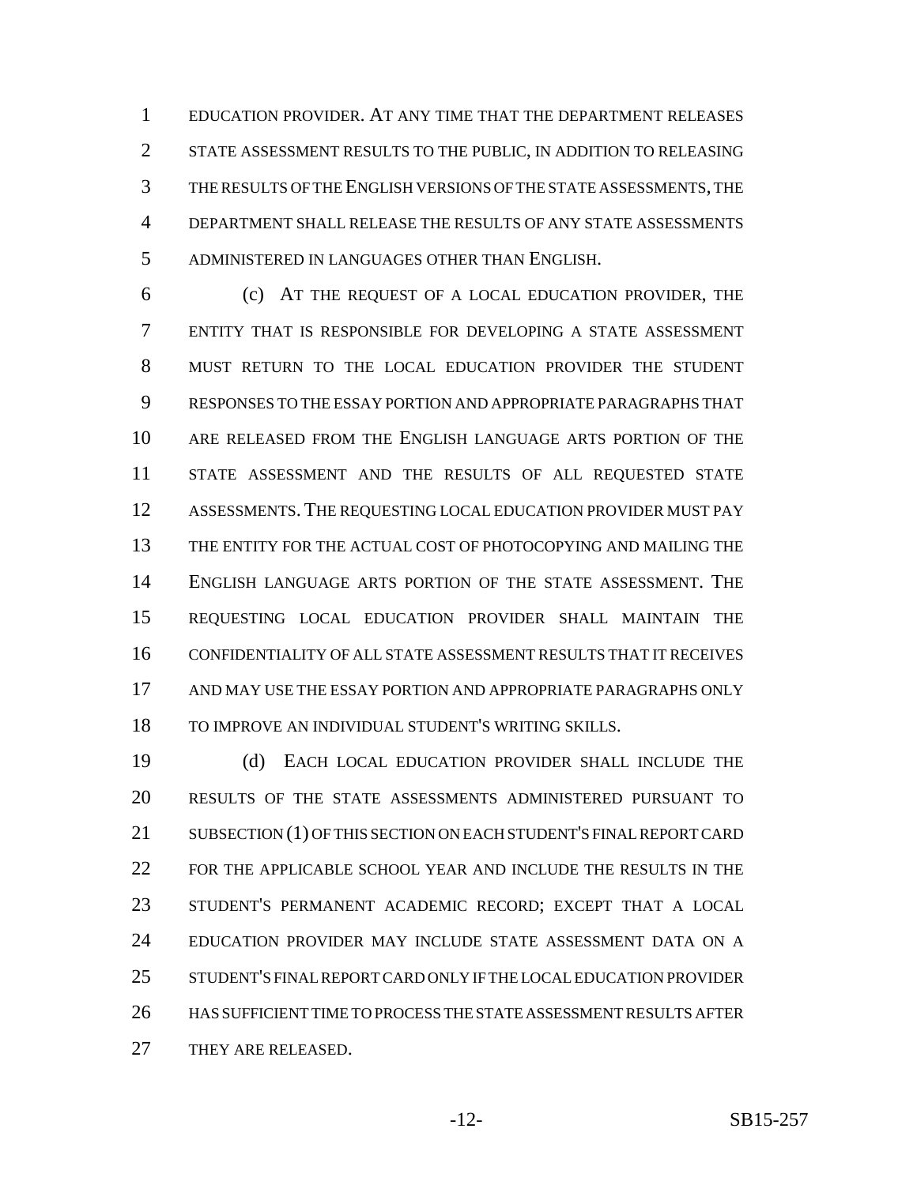EDUCATION PROVIDER. AT ANY TIME THAT THE DEPARTMENT RELEASES STATE ASSESSMENT RESULTS TO THE PUBLIC, IN ADDITION TO RELEASING THE RESULTS OF THE ENGLISH VERSIONS OF THE STATE ASSESSMENTS, THE DEPARTMENT SHALL RELEASE THE RESULTS OF ANY STATE ASSESSMENTS ADMINISTERED IN LANGUAGES OTHER THAN ENGLISH.

(c) AT THE REQUEST OF A LOCAL EDUCATION PROVIDER, THE ENTITY THAT IS RESPONSIBLE FOR DEVELOPING A STATE ASSESSMENT MUST RETURN TO THE LOCAL EDUCATION PROVIDER THE STUDENT RESPONSES TO THE ESSAY PORTION AND APPROPRIATE PARAGRAPHS THAT ARE RELEASED FROM THE ENGLISH LANGUAGE ARTS PORTION OF THE STATE ASSESSMENT AND THE RESULTS OF ALL REQUESTED STATE ASSESSMENTS. THE REQUESTING LOCAL EDUCATION PROVIDER MUST PAY THE ENTITY FOR THE ACTUAL COST OF PHOTOCOPYING AND MAILING THE ENGLISH LANGUAGE ARTS PORTION OF THE STATE ASSESSMENT. THE REQUESTING LOCAL EDUCATION PROVIDER SHALL MAINTAIN THE CONFIDENTIALITY OF ALL STATE ASSESSMENT RESULTS THAT IT RECEIVES AND MAY USE THE ESSAY PORTION AND APPROPRIATE PARAGRAPHS ONLY TO IMPROVE AN INDIVIDUAL STUDENT'S WRITING SKILLS.

(d) EACH LOCAL EDUCATION PROVIDER SHALL INCLUDE THE RESULTS OF THE STATE ASSESSMENTS ADMINISTERED PURSUANT TO SUBSECTION (1) OF THIS SECTION ON EACH STUDENT'S FINAL REPORT CARD FOR THE APPLICABLE SCHOOL YEAR AND INCLUDE THE RESULTS IN THE STUDENT'S PERMANENT ACADEMIC RECORD; EXCEPT THAT A LOCAL EDUCATION PROVIDER MAY INCLUDE STATE ASSESSMENT DATA ON A STUDENT'S FINAL REPORT CARD ONLY IF THE LOCAL EDUCATION PROVIDER HAS SUFFICIENT TIME TO PROCESS THE STATE ASSESSMENT RESULTS AFTER THEY ARE RELEASED.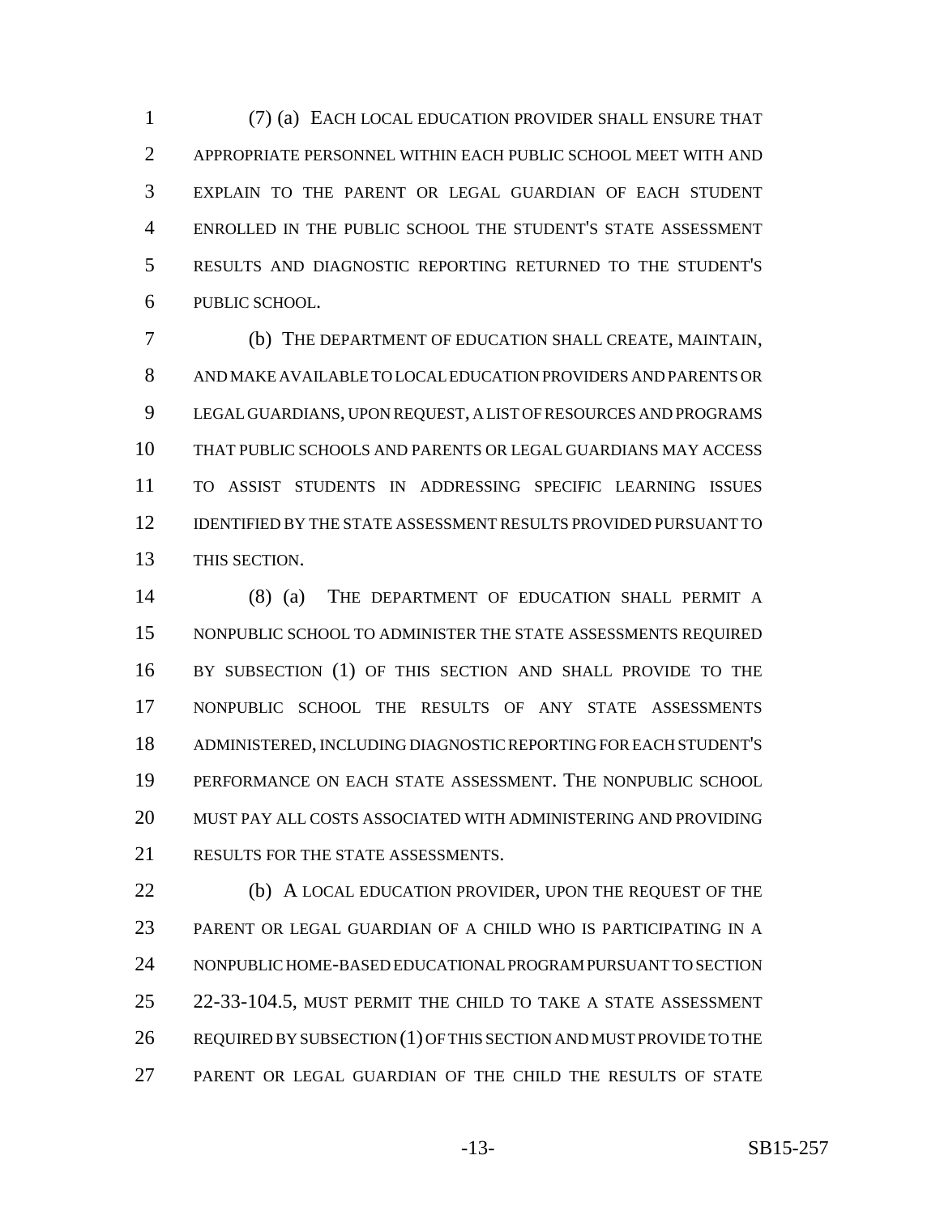(7) (a) EACH LOCAL EDUCATION PROVIDER SHALL ENSURE THAT APPROPRIATE PERSONNEL WITHIN EACH PUBLIC SCHOOL MEET WITH AND EXPLAIN TO THE PARENT OR LEGAL GUARDIAN OF EACH STUDENT ENROLLED IN THE PUBLIC SCHOOL THE STUDENT'S STATE ASSESSMENT RESULTS AND DIAGNOSTIC REPORTING RETURNED TO THE STUDENT'S PUBLIC SCHOOL.

(b) THE DEPARTMENT OF EDUCATION SHALL CREATE, MAINTAIN, AND MAKE AVAILABLE TO LOCAL EDUCATION PROVIDERS AND PARENTS OR LEGAL GUARDIANS, UPON REQUEST, A LIST OF RESOURCES AND PROGRAMS THAT PUBLIC SCHOOLS AND PARENTS OR LEGAL GUARDIANS MAY ACCESS TO ASSIST STUDENTS IN ADDRESSING SPECIFIC LEARNING ISSUES IDENTIFIED BY THE STATE ASSESSMENT RESULTS PROVIDED PURSUANT TO THIS SECTION.

(8) (a) THE DEPARTMENT OF EDUCATION SHALL PERMIT A NONPUBLIC SCHOOL TO ADMINISTER THE STATE ASSESSMENTS REQUIRED BY SUBSECTION (1) OF THIS SECTION AND SHALL PROVIDE TO THE NONPUBLIC SCHOOL THE RESULTS OF ANY STATE ASSESSMENTS ADMINISTERED, INCLUDING DIAGNOSTIC REPORTING FOR EACH STUDENT'S PERFORMANCE ON EACH STATE ASSESSMENT. THE NONPUBLIC SCHOOL MUST PAY ALL COSTS ASSOCIATED WITH ADMINISTERING AND PROVIDING RESULTS FOR THE STATE ASSESSMENTS.

(b) A LOCAL EDUCATION PROVIDER, UPON THE REQUEST OF THE PARENT OR LEGAL GUARDIAN OF A CHILD WHO IS PARTICIPATING IN A NONPUBLIC HOME-BASED EDUCATIONAL PROGRAM PURSUANT TO SECTION 22-33-104.5, MUST PERMIT THE CHILD TO TAKE A STATE ASSESSMENT REQUIRED BY SUBSECTION (1) OF THIS SECTION AND MUST PROVIDE TO THE PARENT OR LEGAL GUARDIAN OF THE CHILD THE RESULTS OF STATE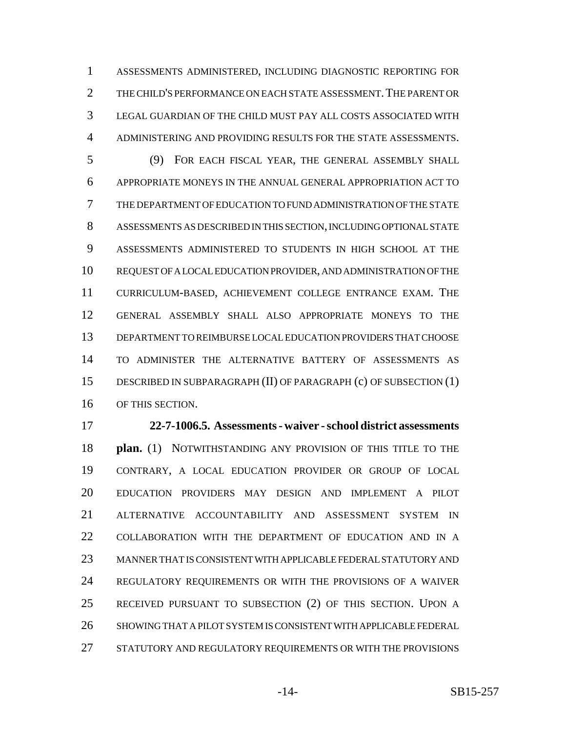ASSESSMENTS ADMINISTERED, INCLUDING DIAGNOSTIC REPORTING FOR THE CHILD'S PERFORMANCE ON EACH STATE ASSESSMENT. THE PARENT OR LEGAL GUARDIAN OF THE CHILD MUST PAY ALL COSTS ASSOCIATED WITH ADMINISTERING AND PROVIDING RESULTS FOR THE STATE ASSESSMENTS.

(9) FOR EACH FISCAL YEAR, THE GENERAL ASSEMBLY SHALL APPROPRIATE MONEYS IN THE ANNUAL GENERAL APPROPRIATION ACT TO THE DEPARTMENT OF EDUCATION TO FUND ADMINISTRATION OF THE STATE ASSESSMENTS AS DESCRIBED IN THIS SECTION, INCLUDING OPTIONAL STATE ASSESSMENTS ADMINISTERED TO STUDENTS IN HIGH SCHOOL AT THE REQUEST OF A LOCAL EDUCATION PROVIDER, AND ADMINISTRATION OF THE CURRICULUM-BASED, ACHIEVEMENT COLLEGE ENTRANCE EXAM. THE GENERAL ASSEMBLY SHALL ALSO APPROPRIATE MONEYS TO THE DEPARTMENT TO REIMBURSE LOCAL EDUCATION PROVIDERS THAT CHOOSE TO ADMINISTER THE ALTERNATIVE BATTERY OF ASSESSMENTS AS DESCRIBED IN SUBPARAGRAPH (II) OF PARAGRAPH (c) OF SUBSECTION (1) OF THIS SECTION.

**22-7-1006.5. Assessments - waiver - school district assessments plan.** (1) NOTWITHSTANDING ANY PROVISION OF THIS TITLE TO THE CONTRARY, A LOCAL EDUCATION PROVIDER OR GROUP OF LOCAL EDUCATION PROVIDERS MAY DESIGN AND IMPLEMENT A PILOT ALTERNATIVE ACCOUNTABILITY AND ASSESSMENT SYSTEM IN COLLABORATION WITH THE DEPARTMENT OF EDUCATION AND IN A MANNER THAT IS CONSISTENT WITH APPLICABLE FEDERAL STATUTORY AND REGULATORY REQUIREMENTS OR WITH THE PROVISIONS OF A WAIVER RECEIVED PURSUANT TO SUBSECTION (2) OF THIS SECTION. UPON A SHOWING THAT A PILOT SYSTEM IS CONSISTENT WITH APPLICABLE FEDERAL STATUTORY AND REGULATORY REQUIREMENTS OR WITH THE PROVISIONS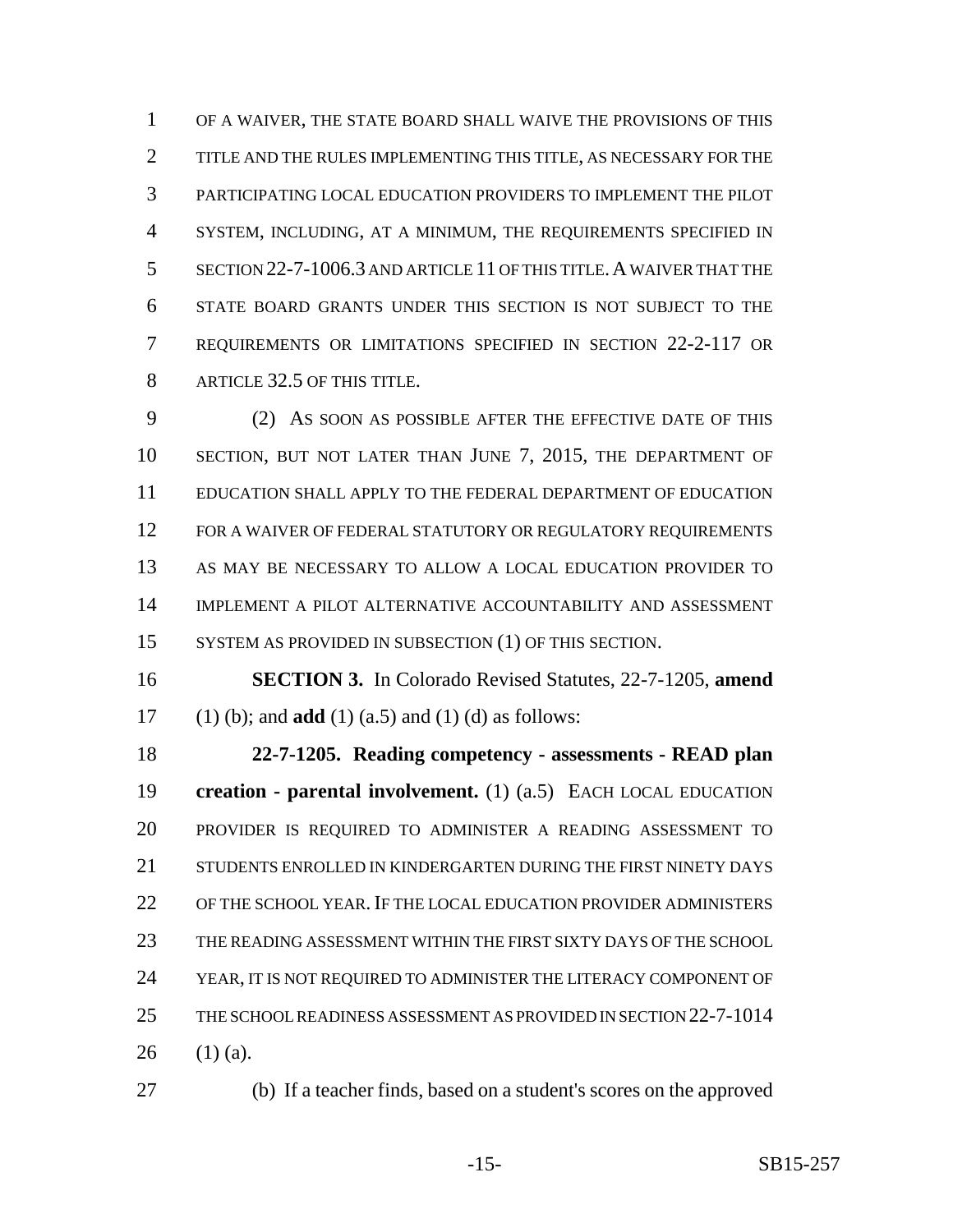OF A WAIVER, THE STATE BOARD SHALL WAIVE THE PROVISIONS OF THIS TITLE AND THE RULES IMPLEMENTING THIS TITLE, AS NECESSARY FOR THE PARTICIPATING LOCAL EDUCATION PROVIDERS TO IMPLEMENT THE PILOT SYSTEM, INCLUDING, AT A MINIMUM, THE REQUIREMENTS SPECIFIED IN SECTION 22-7-1006.3 AND ARTICLE 11 OF THIS TITLE. A WAIVER THAT THE STATE BOARD GRANTS UNDER THIS SECTION IS NOT SUBJECT TO THE REQUIREMENTS OR LIMITATIONS SPECIFIED IN SECTION 22-2-117 OR ARTICLE 32.5 OF THIS TITLE.

(2) AS SOON AS POSSIBLE AFTER THE EFFECTIVE DATE OF THIS SECTION, BUT NOT LATER THAN JUNE 7, 2015, THE DEPARTMENT OF EDUCATION SHALL APPLY TO THE FEDERAL DEPARTMENT OF EDUCATION FOR A WAIVER OF FEDERAL STATUTORY OR REGULATORY REQUIREMENTS AS MAY BE NECESSARY TO ALLOW A LOCAL EDUCATION PROVIDER TO IMPLEMENT A PILOT ALTERNATIVE ACCOUNTABILITY AND ASSESSMENT SYSTEM AS PROVIDED IN SUBSECTION (1) OF THIS SECTION.

**SECTION 3.** In Colorado Revised Statutes, 22-7-1205, **amend** (1) (b); and **add** (1) (a.5) and (1) (d) as follows:

**22-7-1205. Reading competency - assessments - READ plan creation - parental involvement.** (1) (a.5) EACH LOCAL EDUCATION PROVIDER IS REQUIRED TO ADMINISTER A READING ASSESSMENT TO STUDENTS ENROLLED IN KINDERGARTEN DURING THE FIRST NINETY DAYS OF THE SCHOOL YEAR. IF THE LOCAL EDUCATION PROVIDER ADMINISTERS THE READING ASSESSMENT WITHIN THE FIRST SIXTY DAYS OF THE SCHOOL YEAR, IT IS NOT REQUIRED TO ADMINISTER THE LITERACY COMPONENT OF THE SCHOOL READINESS ASSESSMENT AS PROVIDED IN SECTION 22-7-1014 (1) (a).

(b) If a teacher finds, based on a student's scores on the approved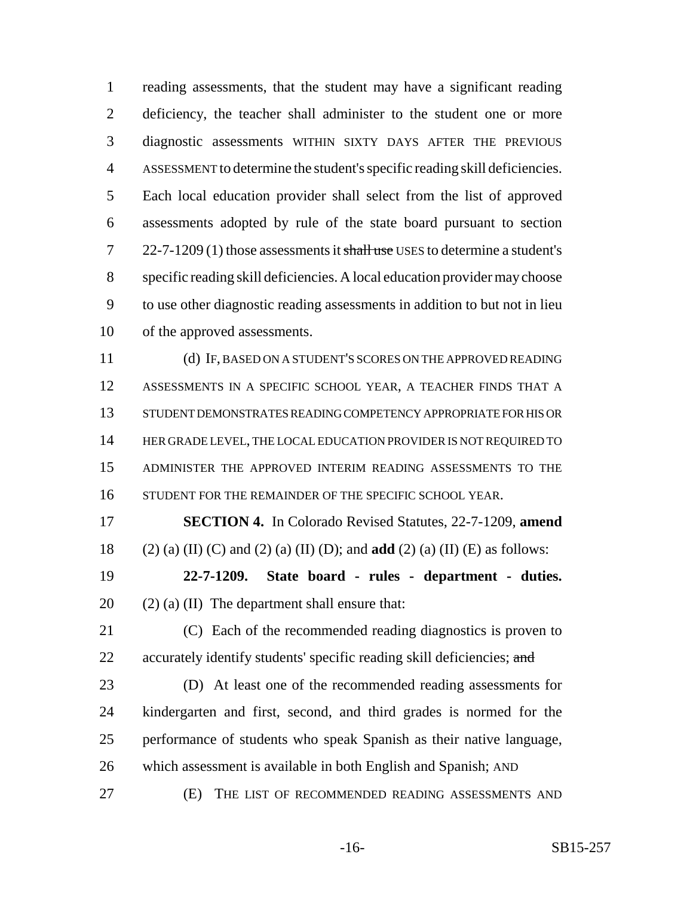reading assessments, that the student may have a significant reading deficiency, the teacher shall administer to the student one or more diagnostic assessments WITHIN SIXTY DAYS AFTER THE PREVIOUS ASSESSMENT to determine the student's specific reading skill deficiencies. Each local education provider shall select from the list of approved assessments adopted by rule of the state board pursuant to section 22-7-1209 (1) those assessments it ~~shall use~~ USES to determine a student's specific reading skill deficiencies. A local education provider may choose to use other diagnostic reading assessments in addition to but not in lieu of the approved assessments.

(d) IF, BASED ON A STUDENT'S SCORES ON THE APPROVED READING ASSESSMENTS IN A SPECIFIC SCHOOL YEAR, A TEACHER FINDS THAT A STUDENT DEMONSTRATES READING COMPETENCY APPROPRIATE FOR HIS OR HER GRADE LEVEL, THE LOCAL EDUCATION PROVIDER IS NOT REQUIRED TO ADMINISTER THE APPROVED INTERIM READING ASSESSMENTS TO THE STUDENT FOR THE REMAINDER OF THE SPECIFIC SCHOOL YEAR.

**SECTION 4.** In Colorado Revised Statutes, 22-7-1209, **amend** (2) (a) (II) (C) and (2) (a) (II) (D); and **add** (2) (a) (II) (E) as follows:

**22-7-1209. State board - rules - department - duties.** (2) (a) (II) The department shall ensure that:

(C) Each of the recommended reading diagnostics is proven to accurately identify students' specific reading skill deficiencies; ~~and~~

(D) At least one of the recommended reading assessments for kindergarten and first, second, and third grades is normed for the performance of students who speak Spanish as their native language, which assessment is available in both English and Spanish; AND

(E) THE LIST OF RECOMMENDED READING ASSESSMENTS AND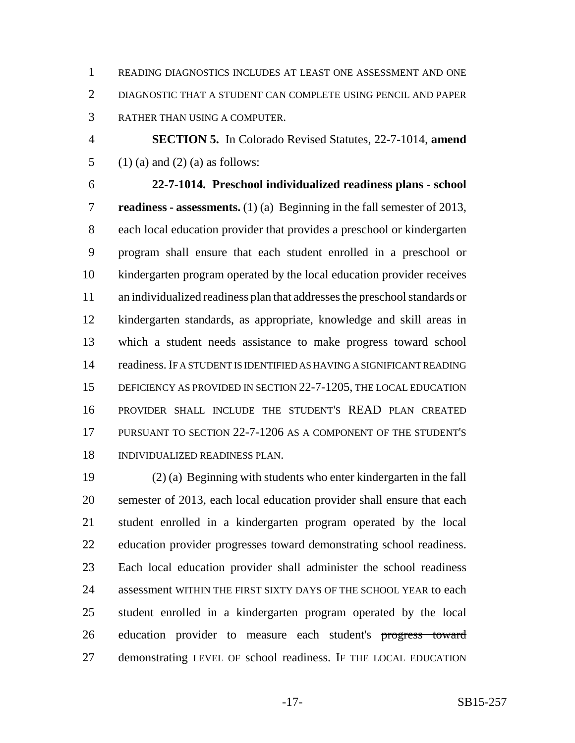READING DIAGNOSTICS INCLUDES AT LEAST ONE ASSESSMENT AND ONE DIAGNOSTIC THAT A STUDENT CAN COMPLETE USING PENCIL AND PAPER RATHER THAN USING A COMPUTER.

**SECTION 5.** In Colorado Revised Statutes, 22-7-1014, **amend** (1) (a) and (2) (a) as follows:

**22-7-1014. Preschool individualized readiness plans - school readiness - assessments.** (1) (a) Beginning in the fall semester of 2013, each local education provider that provides a preschool or kindergarten program shall ensure that each student enrolled in a preschool or kindergarten program operated by the local education provider receives an individualized readiness plan that addresses the preschool standards or kindergarten standards, as appropriate, knowledge and skill areas in which a student needs assistance to make progress toward school readiness. IF A STUDENT IS IDENTIFIED AS HAVING A SIGNIFICANT READING DEFICIENCY AS PROVIDED IN SECTION 22-7-1205, THE LOCAL EDUCATION PROVIDER SHALL INCLUDE THE STUDENT'S READ PLAN CREATED PURSUANT TO SECTION 22-7-1206 AS A COMPONENT OF THE STUDENT'S INDIVIDUALIZED READINESS PLAN.

(2) (a) Beginning with students who enter kindergarten in the fall semester of 2013, each local education provider shall ensure that each student enrolled in a kindergarten program operated by the local education provider progresses toward demonstrating school readiness. Each local education provider shall administer the school readiness assessment WITHIN THE FIRST SIXTY DAYS OF THE SCHOOL YEAR to each student enrolled in a kindergarten program operated by the local education provider to measure each student's ~~progress toward demonstrating~~ LEVEL OF school readiness. IF THE LOCAL EDUCATION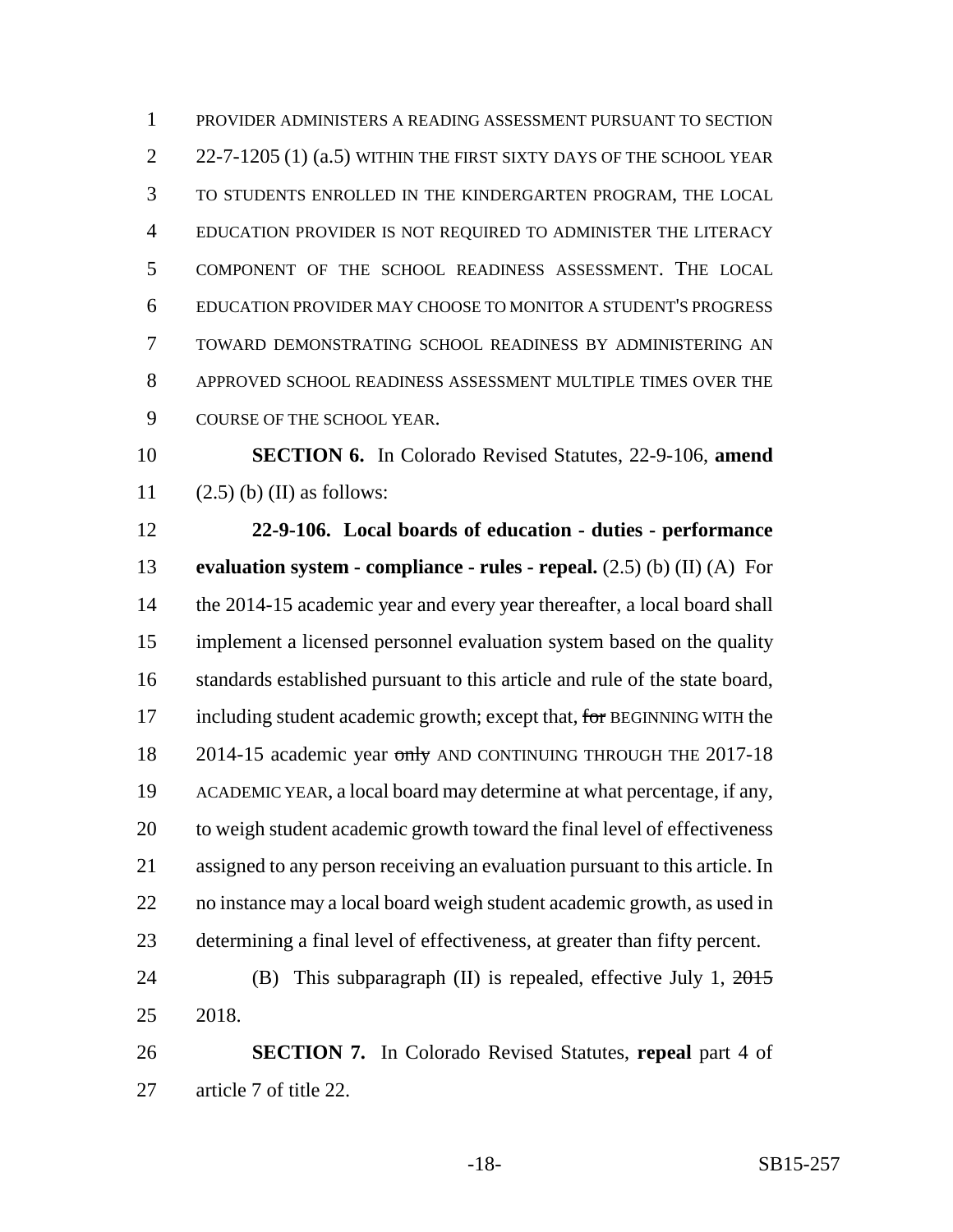PROVIDER ADMINISTERS A READING ASSESSMENT PURSUANT TO SECTION 22-7-1205 (1) (a.5) WITHIN THE FIRST SIXTY DAYS OF THE SCHOOL YEAR TO STUDENTS ENROLLED IN THE KINDERGARTEN PROGRAM, THE LOCAL EDUCATION PROVIDER IS NOT REQUIRED TO ADMINISTER THE LITERACY COMPONENT OF THE SCHOOL READINESS ASSESSMENT. THE LOCAL EDUCATION PROVIDER MAY CHOOSE TO MONITOR A STUDENT'S PROGRESS TOWARD DEMONSTRATING SCHOOL READINESS BY ADMINISTERING AN APPROVED SCHOOL READINESS ASSESSMENT MULTIPLE TIMES OVER THE COURSE OF THE SCHOOL YEAR.

**SECTION 6.** In Colorado Revised Statutes, 22-9-106, **amend** (2.5) (b) (II) as follows:

**22-9-106. Local boards of education - duties - performance evaluation system - compliance - rules - repeal.** (2.5) (b) (II) (A) For the 2014-15 academic year and every year thereafter, a local board shall implement a licensed personnel evaluation system based on the quality standards established pursuant to this article and rule of the state board, including student academic growth; except that, ~~for~~ BEGINNING WITH the 2014-15 academic year ~~only~~ AND CONTINUING THROUGH THE 2017-18 ACADEMIC YEAR, a local board may determine at what percentage, if any, to weigh student academic growth toward the final level of effectiveness assigned to any person receiving an evaluation pursuant to this article. In no instance may a local board weigh student academic growth, as used in determining a final level of effectiveness, at greater than fifty percent.

(B) This subparagraph (II) is repealed, effective July 1, ~~2015~~ 2018.

**SECTION 7.** In Colorado Revised Statutes, **repeal** part 4 of article 7 of title 22.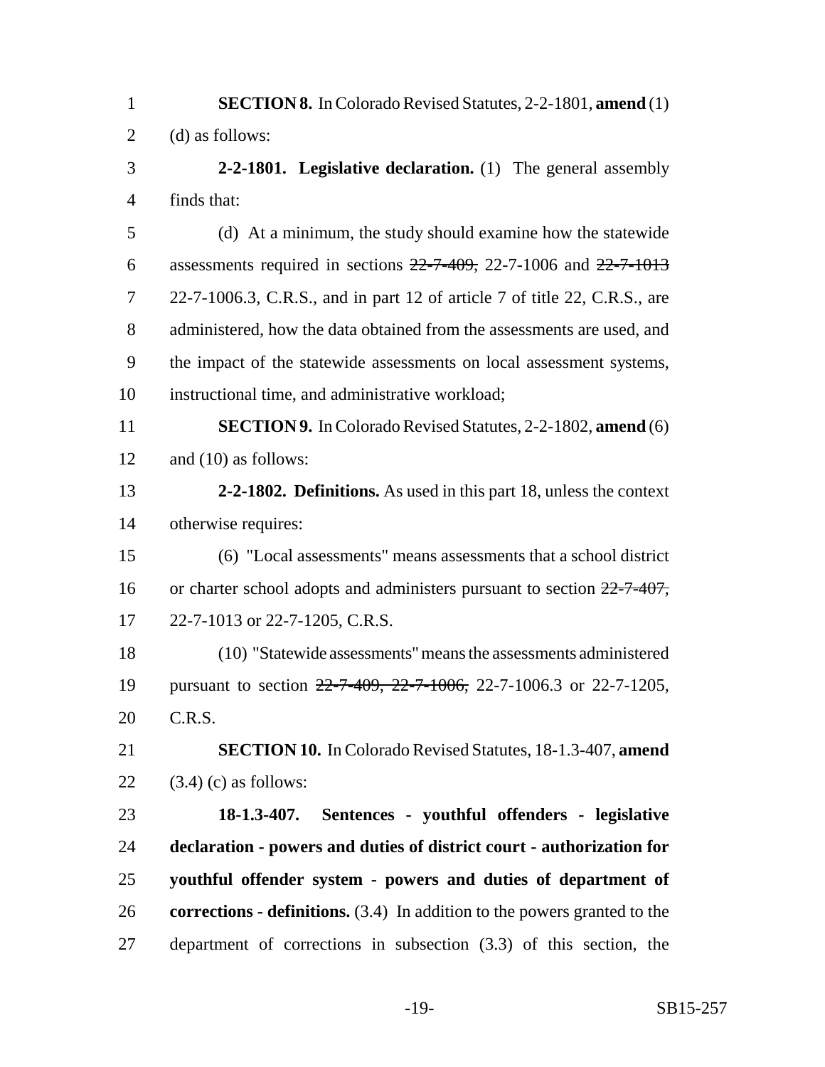**SECTION 8.** In Colorado Revised Statutes, 2-2-1801, **amend** (1) (d) as follows:

**2-2-1801. Legislative declaration.** (1) The general assembly finds that:

(d) At a minimum, the study should examine how the statewide assessments required in sections ~~22-7-409,~~ 22-7-1006 and ~~22-7-1013~~ 22-7-1006.3, C.R.S., and in part 12 of article 7 of title 22, C.R.S., are administered, how the data obtained from the assessments are used, and the impact of the statewide assessments on local assessment systems, instructional time, and administrative workload;

**SECTION 9.** In Colorado Revised Statutes, 2-2-1802, **amend** (6) and (10) as follows:

**2-2-1802. Definitions.** As used in this part 18, unless the context otherwise requires:

(6) "Local assessments" means assessments that a school district or charter school adopts and administers pursuant to section ~~22-7-407,~~ 22-7-1013 or 22-7-1205, C.R.S.

(10) "Statewide assessments" means the assessments administered pursuant to section ~~22-7-409, 22-7-1006,~~ 22-7-1006.3 or 22-7-1205, C.R.S.

**SECTION 10.** In Colorado Revised Statutes, 18-1.3-407, **amend** (3.4) (c) as follows:

**18-1.3-407. Sentences - youthful offenders - legislative declaration - powers and duties of district court - authorization for youthful offender system - powers and duties of department of corrections - definitions.** (3.4) In addition to the powers granted to the department of corrections in subsection (3.3) of this section, the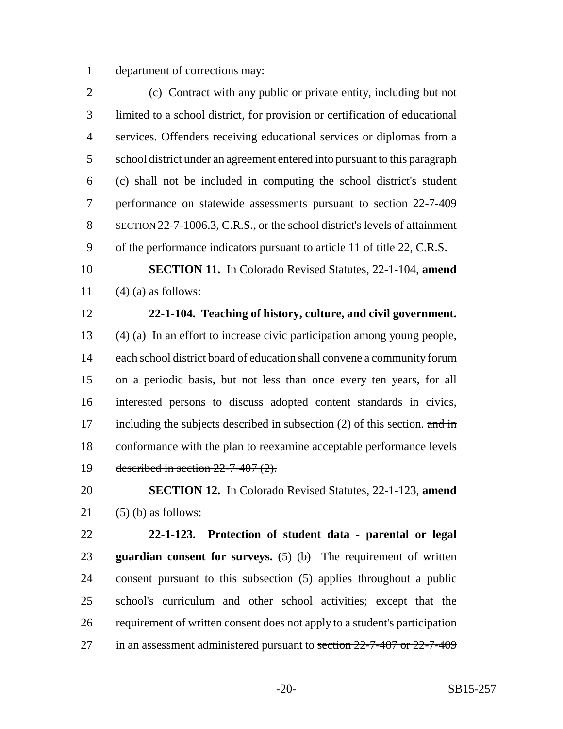department of corrections may:

(c) Contract with any public or private entity, including but not limited to a school district, for provision or certification of educational services. Offenders receiving educational services or diplomas from a school district under an agreement entered into pursuant to this paragraph (c) shall not be included in computing the school district's student performance on statewide assessments pursuant to ~~section 22-7-409~~ SECTION 22-7-1006.3, C.R.S., or the school district's levels of attainment of the performance indicators pursuant to article 11 of title 22, C.R.S.

**SECTION 11.** In Colorado Revised Statutes, 22-1-104, **amend** (4) (a) as follows:

**22-1-104. Teaching of history, culture, and civil government.** (4) (a) In an effort to increase civic participation among young people, each school district board of education shall convene a community forum on a periodic basis, but not less than once every ten years, for all interested persons to discuss adopted content standards in civics, including the subjects described in subsection (2) of this section. ~~and in conformance with the plan to reexamine acceptable performance levels described in section 22-7-407 (2).~~

**SECTION 12.** In Colorado Revised Statutes, 22-1-123, **amend** (5) (b) as follows:

**22-1-123. Protection of student data - parental or legal guardian consent for surveys.** (5) (b) The requirement of written consent pursuant to this subsection (5) applies throughout a public school's curriculum and other school activities; except that the requirement of written consent does not apply to a student's participation in an assessment administered pursuant to ~~section 22-7-407 or 22-7-409~~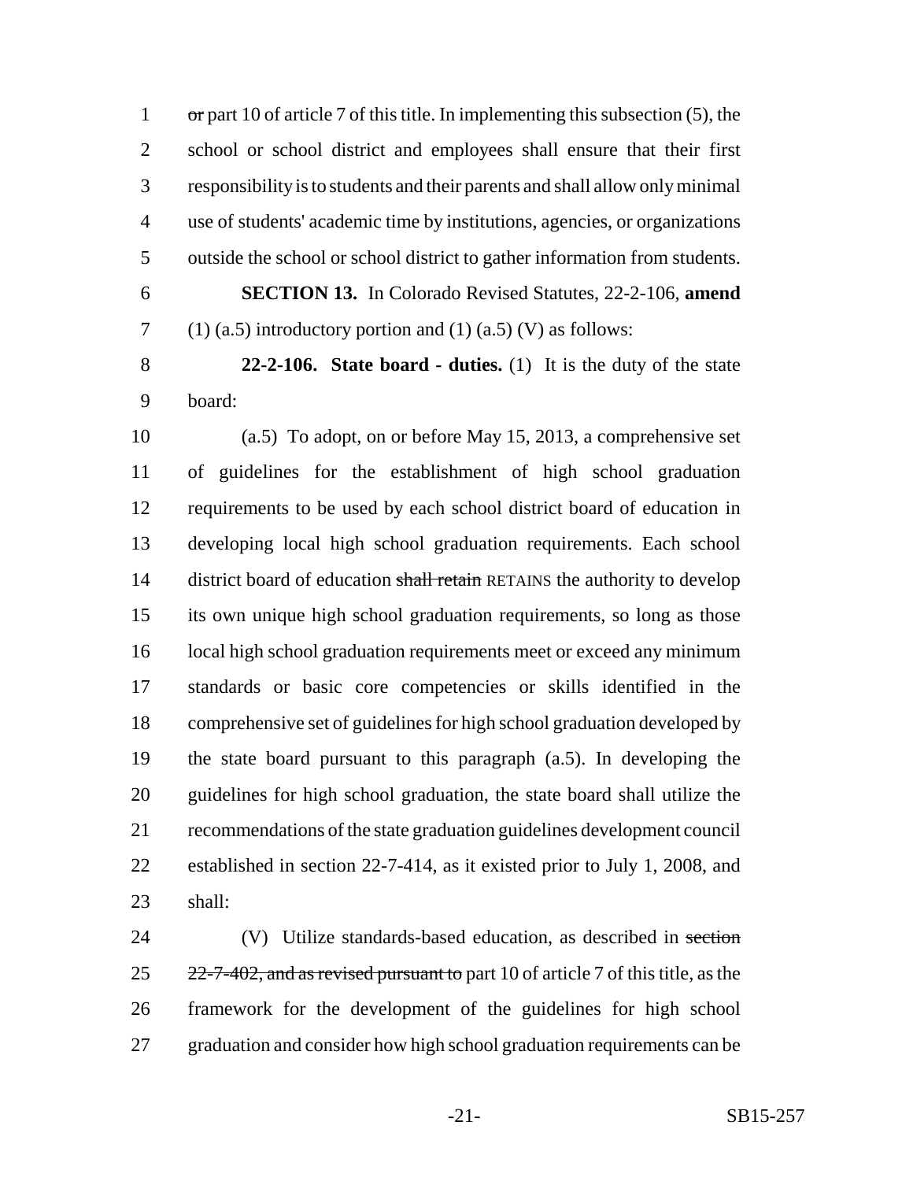~~or~~ part 10 of article 7 of this title. In implementing this subsection (5), the school or school district and employees shall ensure that their first responsibility is to students and their parents and shall allow only minimal use of students' academic time by institutions, agencies, or organizations outside the school or school district to gather information from students.

**SECTION 13.** In Colorado Revised Statutes, 22-2-106, **amend** (1) (a.5) introductory portion and (1) (a.5) (V) as follows:

**22-2-106. State board - duties.** (1) It is the duty of the state board:

(a.5) To adopt, on or before May 15, 2013, a comprehensive set of guidelines for the establishment of high school graduation requirements to be used by each school district board of education in developing local high school graduation requirements. Each school district board of education ~~shall retain~~ RETAINS the authority to develop its own unique high school graduation requirements, so long as those local high school graduation requirements meet or exceed any minimum standards or basic core competencies or skills identified in the comprehensive set of guidelines for high school graduation developed by the state board pursuant to this paragraph (a.5). In developing the guidelines for high school graduation, the state board shall utilize the recommendations of the state graduation guidelines development council established in section 22-7-414, as it existed prior to July 1, 2008, and shall:

(V) Utilize standards-based education, as described in ~~section 22-7-402, and as revised pursuant to~~ part 10 of article 7 of this title, as the framework for the development of the guidelines for high school graduation and consider how high school graduation requirements can be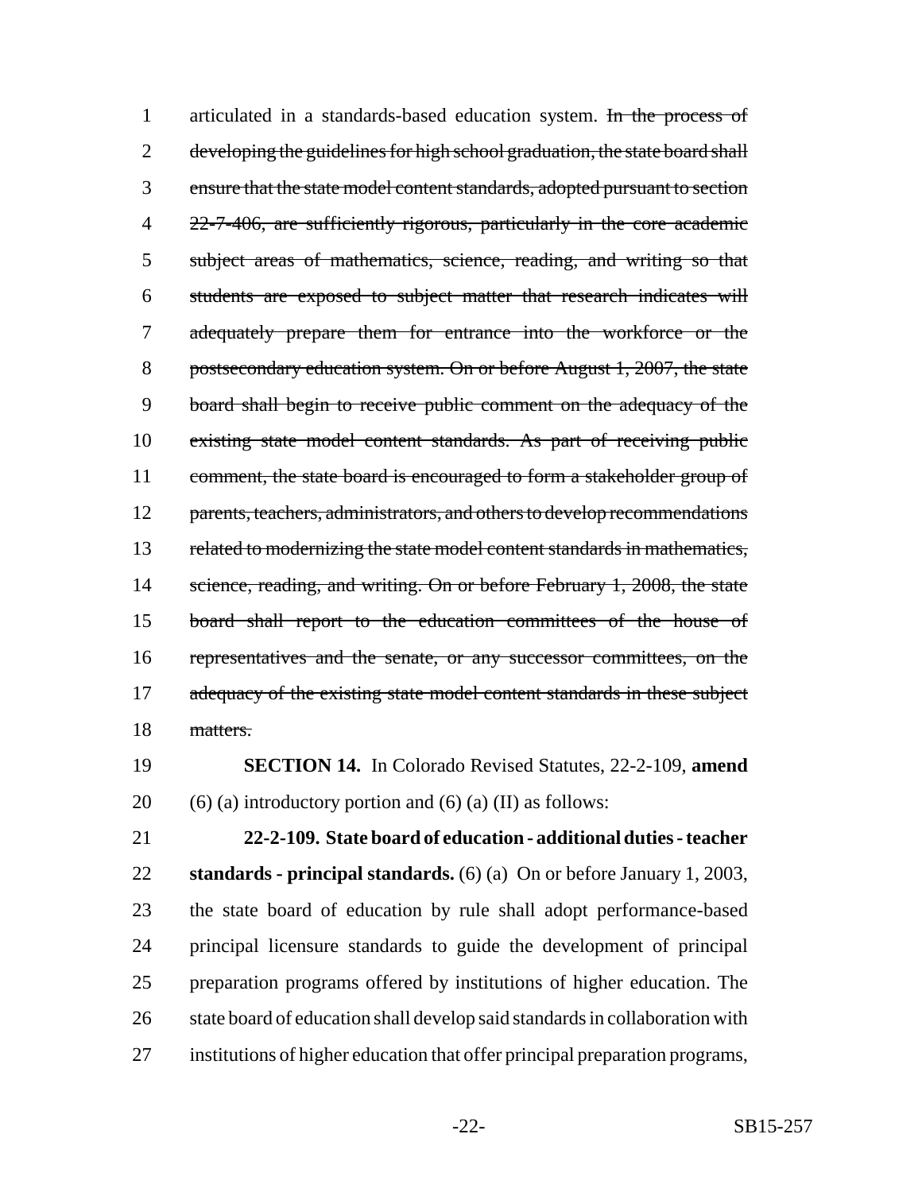articulated in a standards-based education system. ~~In the process of developing the guidelines for high school graduation, the state board shall ensure that the state model content standards, adopted pursuant to section 22-7-406, are sufficiently rigorous, particularly in the core academic subject areas of mathematics, science, reading, and writing so that students are exposed to subject matter that research indicates will adequately prepare them for entrance into the workforce or the postsecondary education system. On or before August 1, 2007, the state board shall begin to receive public comment on the adequacy of the existing state model content standards. As part of receiving public comment, the state board is encouraged to form a stakeholder group of parents, teachers, administrators, and others to develop recommendations related to modernizing the state model content standards in mathematics, science, reading, and writing. On or before February 1, 2008, the state board shall report to the education committees of the house of representatives and the senate, or any successor committees, on the adequacy of the existing state model content standards in these subject matters.~~

**SECTION 14.** In Colorado Revised Statutes, 22-2-109, **amend** (6) (a) introductory portion and (6) (a) (II) as follows:

**22-2-109. State board of education - additional duties - teacher standards - principal standards.** (6) (a) On or before January 1, 2003, the state board of education by rule shall adopt performance-based principal licensure standards to guide the development of principal preparation programs offered by institutions of higher education. The state board of education shall develop said standards in collaboration with institutions of higher education that offer principal preparation programs,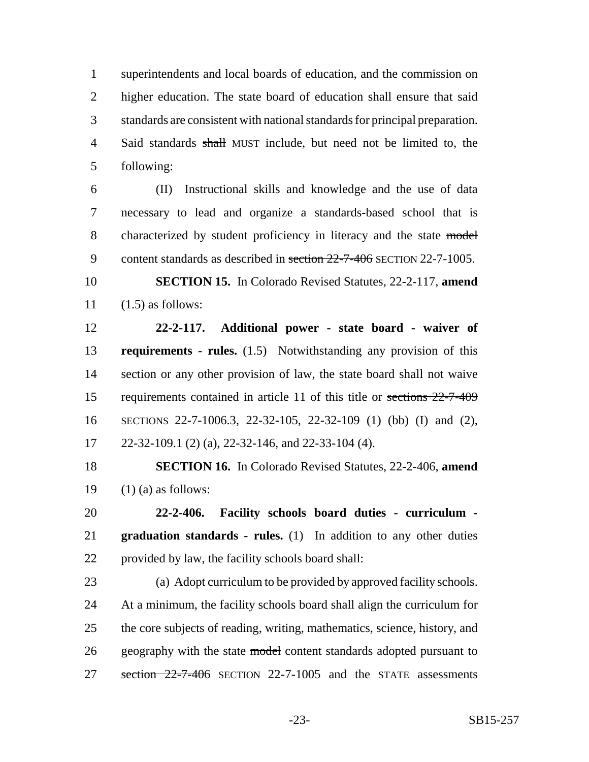1 superintendents and local boards of education, and the commission on
2 higher education. The state board of education shall ensure that said
3 standards are consistent with national standards for principal preparation.
4 Said standards ~~shall~~ MUST include, but need not be limited to, the
5 following:

6 (II) Instructional skills and knowledge and the use of data
7 necessary to lead and organize a standards-based school that is
8 characterized by student proficiency in literacy and the state ~~model~~
9 content standards as described in ~~section 22-7-406~~ SECTION 22-7-1005.

10 **SECTION 15.** In Colorado Revised Statutes, 22-2-117, **amend**
11 (1.5) as follows:

12 **22-2-117. Additional power - state board - waiver of**
13 **requirements - rules.** (1.5) Notwithstanding any provision of this
14 section or any other provision of law, the state board shall not waive
15 requirements contained in article 11 of this title or ~~sections 22-7-409~~
16 SECTIONS 22-7-1006.3, 22-32-105, 22-32-109 (1) (bb) (I) and (2),
17 22-32-109.1 (2) (a), 22-32-146, and 22-33-104 (4).

18 **SECTION 16.** In Colorado Revised Statutes, 22-2-406, **amend**
19 (1) (a) as follows:

20 **22-2-406. Facility schools board duties - curriculum -**
21 **graduation standards - rules.** (1) In addition to any other duties
22 provided by law, the facility schools board shall:

23 (a) Adopt curriculum to be provided by approved facility schools.
24 At a minimum, the facility schools board shall align the curriculum for
25 the core subjects of reading, writing, mathematics, science, history, and
26 geography with the state ~~model~~ content standards adopted pursuant to
27 ~~section 22-7-406~~ SECTION 22-7-1005 and the STATE assessments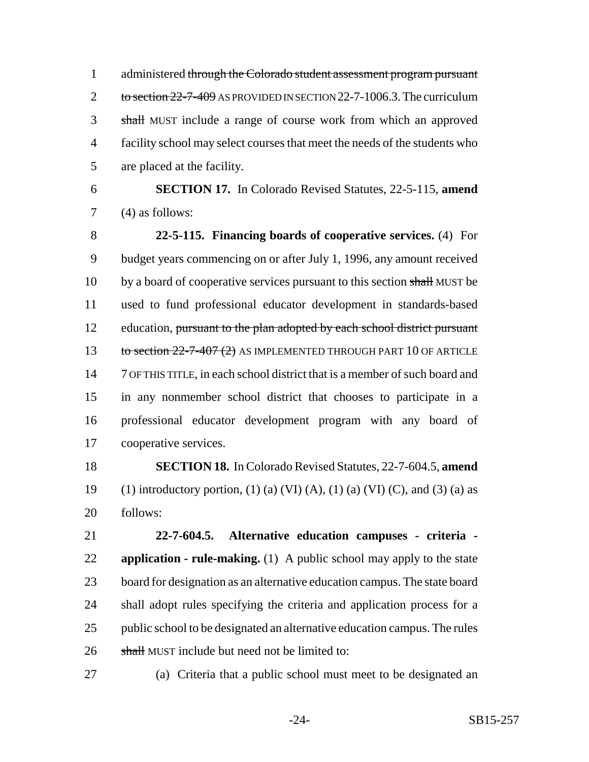administered ~~through the Colorado student assessment program pursuant to section 22-7-409~~ AS PROVIDED IN SECTION 22-7-1006.3. The curriculum ~~shall~~ MUST include a range of course work from which an approved facility school may select courses that meet the needs of the students who are placed at the facility.

**SECTION 17.** In Colorado Revised Statutes, 22-5-115, **amend** (4) as follows:

**22-5-115. Financing boards of cooperative services.** (4) For budget years commencing on or after July 1, 1996, any amount received by a board of cooperative services pursuant to this section ~~shall~~ MUST be used to fund professional educator development in standards-based education, ~~pursuant to the plan adopted by each school district pursuant to section 22-7-407 (2)~~ AS IMPLEMENTED THROUGH PART 10 OF ARTICLE 7 OF THIS TITLE, in each school district that is a member of such board and in any nonmember school district that chooses to participate in a professional educator development program with any board of cooperative services.

**SECTION 18.** In Colorado Revised Statutes, 22-7-604.5, **amend** (1) introductory portion, (1) (a) (VI) (A), (1) (a) (VI) (C), and (3) (a) as follows:

**22-7-604.5. Alternative education campuses - criteria - application - rule-making.** (1) A public school may apply to the state board for designation as an alternative education campus. The state board shall adopt rules specifying the criteria and application process for a public school to be designated an alternative education campus. The rules ~~shall~~ MUST include but need not be limited to:

(a) Criteria that a public school must meet to be designated an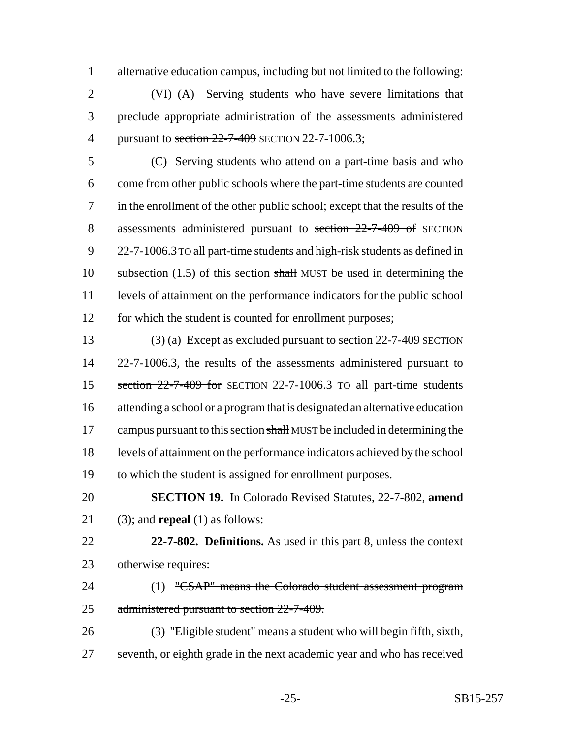alternative education campus, including but not limited to the following:

(VI) (A) Serving students who have severe limitations that preclude appropriate administration of the assessments administered pursuant to ~~section 22-7-409~~ SECTION 22-7-1006.3;

(C) Serving students who attend on a part-time basis and who come from other public schools where the part-time students are counted in the enrollment of the other public school; except that the results of the assessments administered pursuant to ~~section 22-7-409 of~~ SECTION 22-7-1006.3 TO all part-time students and high-risk students as defined in subsection (1.5) of this section ~~shall~~ MUST be used in determining the levels of attainment on the performance indicators for the public school for which the student is counted for enrollment purposes;

(3) (a) Except as excluded pursuant to ~~section 22-7-409~~ SECTION 22-7-1006.3, the results of the assessments administered pursuant to ~~section 22-7-409 for~~ SECTION 22-7-1006.3 TO all part-time students attending a school or a program that is designated an alternative education campus pursuant to this section ~~shall~~ MUST be included in determining the levels of attainment on the performance indicators achieved by the school to which the student is assigned for enrollment purposes.

**SECTION 19.** In Colorado Revised Statutes, 22-7-802, **amend** (3); and **repeal** (1) as follows:

**22-7-802. Definitions.** As used in this part 8, unless the context otherwise requires:

(1) ~~"CSAP" means the Colorado student assessment program administered pursuant to section 22-7-409.~~

(3) "Eligible student" means a student who will begin fifth, sixth, seventh, or eighth grade in the next academic year and who has received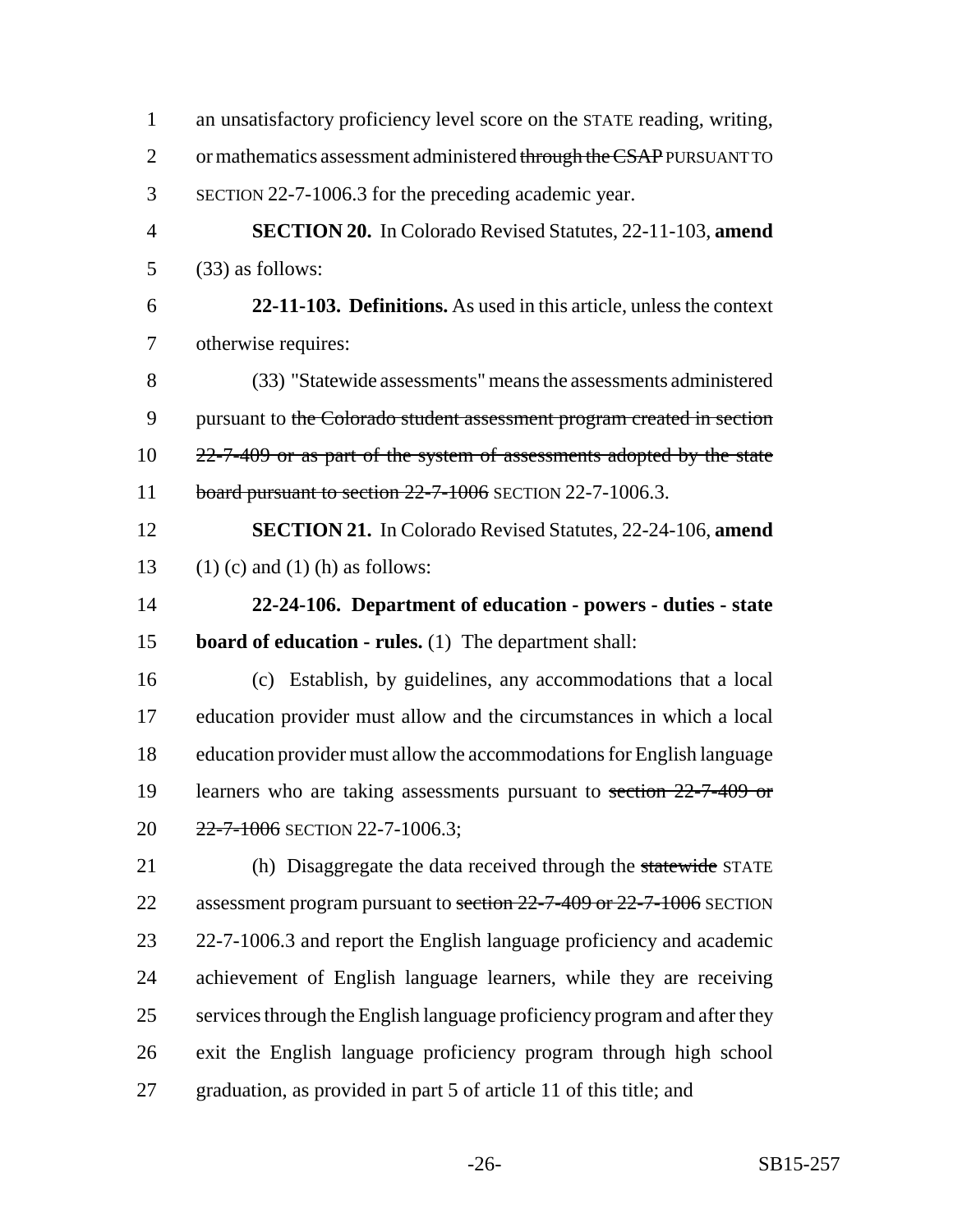an unsatisfactory proficiency level score on the STATE reading, writing, or mathematics assessment administered ~~through the CSAP~~ PURSUANT TO SECTION 22-7-1006.3 for the preceding academic year.

**SECTION 20.** In Colorado Revised Statutes, 22-11-103, **amend** (33) as follows:

**22-11-103. Definitions.** As used in this article, unless the context otherwise requires:

(33) "Statewide assessments" means the assessments administered pursuant to ~~the Colorado student assessment program created in section 22-7-409 or as part of the system of assessments adopted by the state board pursuant to section 22-7-1006~~ SECTION 22-7-1006.3.

**SECTION 21.** In Colorado Revised Statutes, 22-24-106, **amend** (1) (c) and (1) (h) as follows:

**22-24-106. Department of education - powers - duties - state board of education - rules.** (1) The department shall:

(c) Establish, by guidelines, any accommodations that a local education provider must allow and the circumstances in which a local education provider must allow the accommodations for English language learners who are taking assessments pursuant to ~~section 22-7-409 or 22-7-1006~~ SECTION 22-7-1006.3;

(h) Disaggregate the data received through the ~~statewide~~ STATE assessment program pursuant to ~~section 22-7-409 or 22-7-1006~~ SECTION 22-7-1006.3 and report the English language proficiency and academic achievement of English language learners, while they are receiving services through the English language proficiency program and after they exit the English language proficiency program through high school graduation, as provided in part 5 of article 11 of this title; and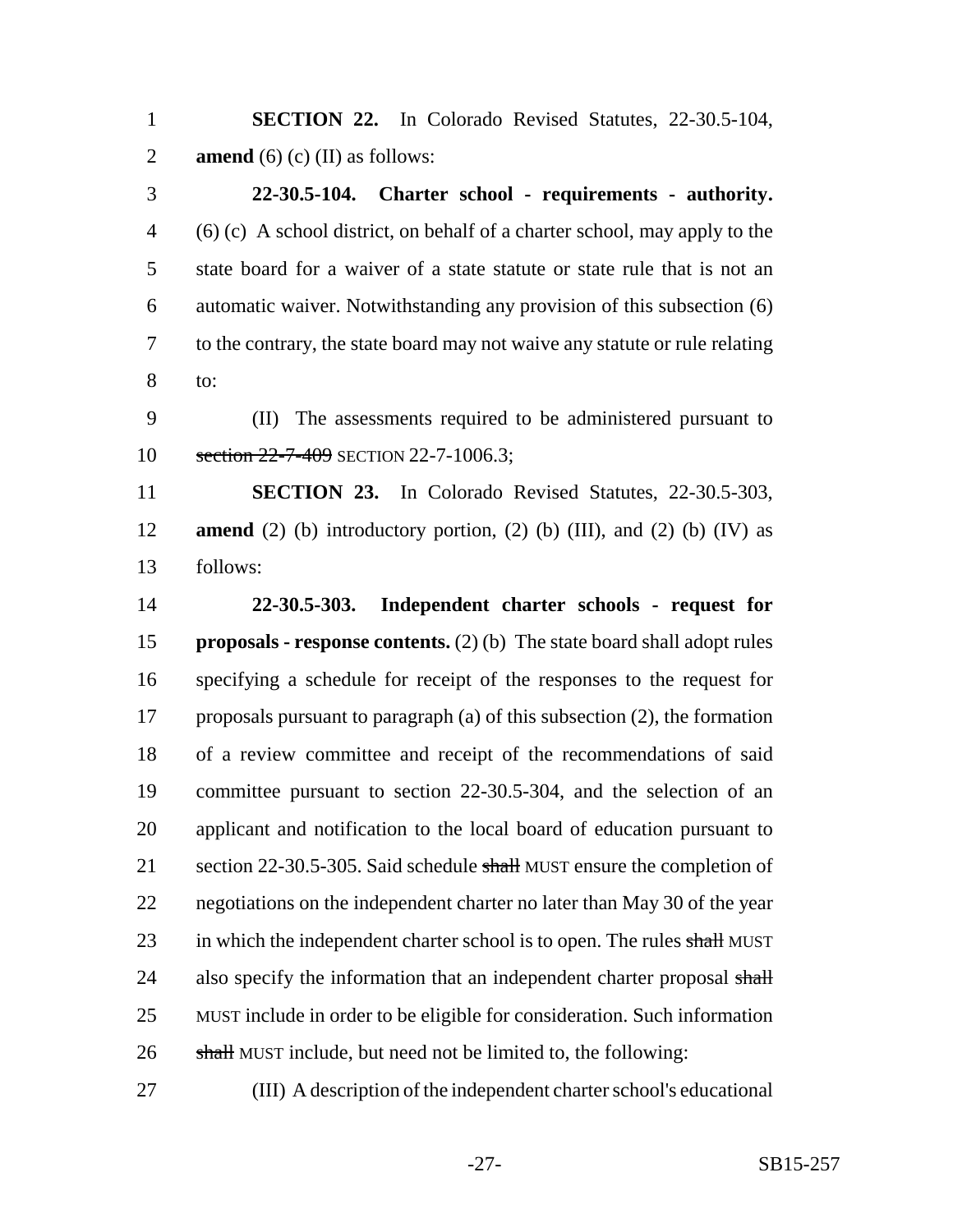**SECTION 22.** In Colorado Revised Statutes, 22-30.5-104, **amend** (6) (c) (II) as follows:

**22-30.5-104. Charter school - requirements - authority.** (6) (c) A school district, on behalf of a charter school, may apply to the state board for a waiver of a state statute or state rule that is not an automatic waiver. Notwithstanding any provision of this subsection (6) to the contrary, the state board may not waive any statute or rule relating to:

(II) The assessments required to be administered pursuant to ~~section 22-7-409~~ SECTION 22-7-1006.3;

**SECTION 23.** In Colorado Revised Statutes, 22-30.5-303, **amend** (2) (b) introductory portion, (2) (b) (III), and (2) (b) (IV) as follows:

**22-30.5-303. Independent charter schools - request for proposals - response contents.** (2) (b) The state board shall adopt rules specifying a schedule for receipt of the responses to the request for proposals pursuant to paragraph (a) of this subsection (2), the formation of a review committee and receipt of the recommendations of said committee pursuant to section 22-30.5-304, and the selection of an applicant and notification to the local board of education pursuant to section 22-30.5-305. Said schedule ~~shall~~ MUST ensure the completion of negotiations on the independent charter no later than May 30 of the year in which the independent charter school is to open. The rules ~~shall~~ MUST also specify the information that an independent charter proposal ~~shall~~ MUST include in order to be eligible for consideration. Such information ~~shall~~ MUST include, but need not be limited to, the following:

(III) A description of the independent charter school's educational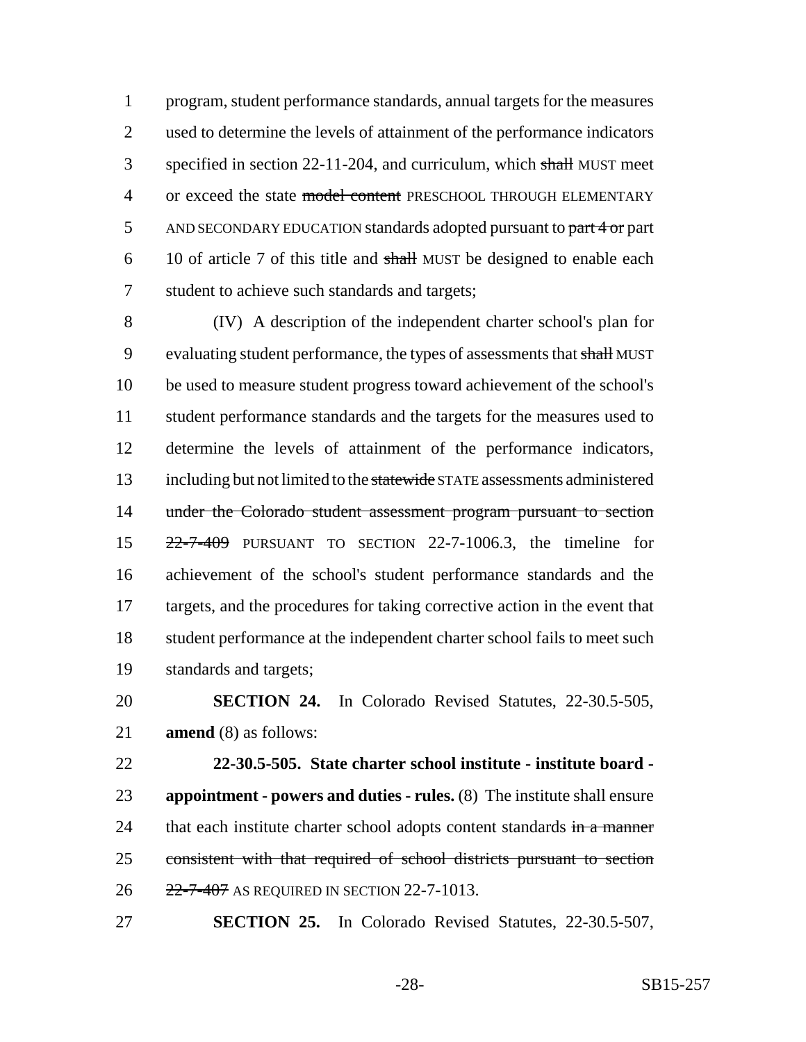program, student performance standards, annual targets for the measures used to determine the levels of attainment of the performance indicators specified in section 22-11-204, and curriculum, which ~~shall~~ MUST meet or exceed the state ~~model content~~ PRESCHOOL THROUGH ELEMENTARY AND SECONDARY EDUCATION standards adopted pursuant to ~~part 4 or~~ part 10 of article 7 of this title and ~~shall~~ MUST be designed to enable each student to achieve such standards and targets;

(IV) A description of the independent charter school's plan for evaluating student performance, the types of assessments that ~~shall~~ MUST be used to measure student progress toward achievement of the school's student performance standards and the targets for the measures used to determine the levels of attainment of the performance indicators, including but not limited to the ~~statewide~~ STATE assessments administered ~~under the Colorado student assessment program pursuant to section 22-7-409~~ PURSUANT TO SECTION 22-7-1006.3, the timeline for achievement of the school's student performance standards and the targets, and the procedures for taking corrective action in the event that student performance at the independent charter school fails to meet such standards and targets;

**SECTION 24.** In Colorado Revised Statutes, 22-30.5-505, **amend** (8) as follows:

**22-30.5-505. State charter school institute - institute board - appointment - powers and duties - rules.** (8) The institute shall ensure that each institute charter school adopts content standards ~~in a manner consistent with that required of school districts pursuant to section 22-7-407~~ AS REQUIRED IN SECTION 22-7-1013.

**SECTION 25.** In Colorado Revised Statutes, 22-30.5-507,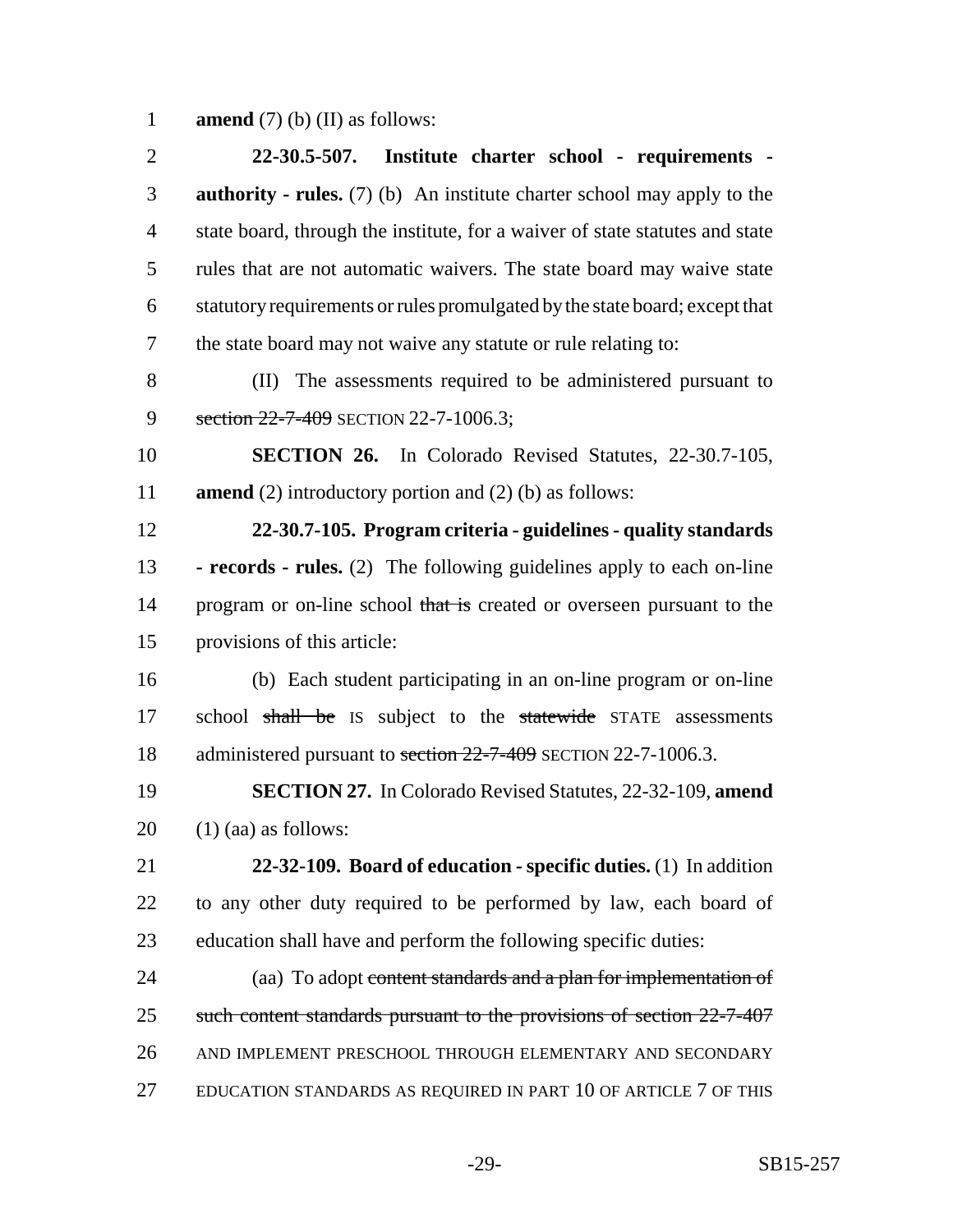amend (7) (b) (II) as follows:

**22-30.5-507. Institute charter school - requirements - authority - rules.** (7) (b) An institute charter school may apply to the state board, through the institute, for a waiver of state statutes and state rules that are not automatic waivers. The state board may waive state statutory requirements or rules promulgated by the state board; except that the state board may not waive any statute or rule relating to:

(II) The assessments required to be administered pursuant to ~~section 22-7-409~~ SECTION 22-7-1006.3;

**SECTION 26.** In Colorado Revised Statutes, 22-30.7-105, **amend** (2) introductory portion and (2) (b) as follows:

**22-30.7-105. Program criteria - guidelines - quality standards - records - rules.** (2) The following guidelines apply to each on-line program or on-line school ~~that is~~ created or overseen pursuant to the provisions of this article:

(b) Each student participating in an on-line program or on-line school ~~shall be~~ IS subject to the ~~statewide~~ STATE assessments administered pursuant to ~~section 22-7-409~~ SECTION 22-7-1006.3.

**SECTION 27.** In Colorado Revised Statutes, 22-32-109, **amend** (1) (aa) as follows:

**22-32-109. Board of education - specific duties.** (1) In addition to any other duty required to be performed by law, each board of education shall have and perform the following specific duties:

(aa) To adopt ~~content standards and a plan for implementation of such content standards pursuant to the provisions of section 22-7-407~~ AND IMPLEMENT PRESCHOOL THROUGH ELEMENTARY AND SECONDARY EDUCATION STANDARDS AS REQUIRED IN PART 10 OF ARTICLE 7 OF THIS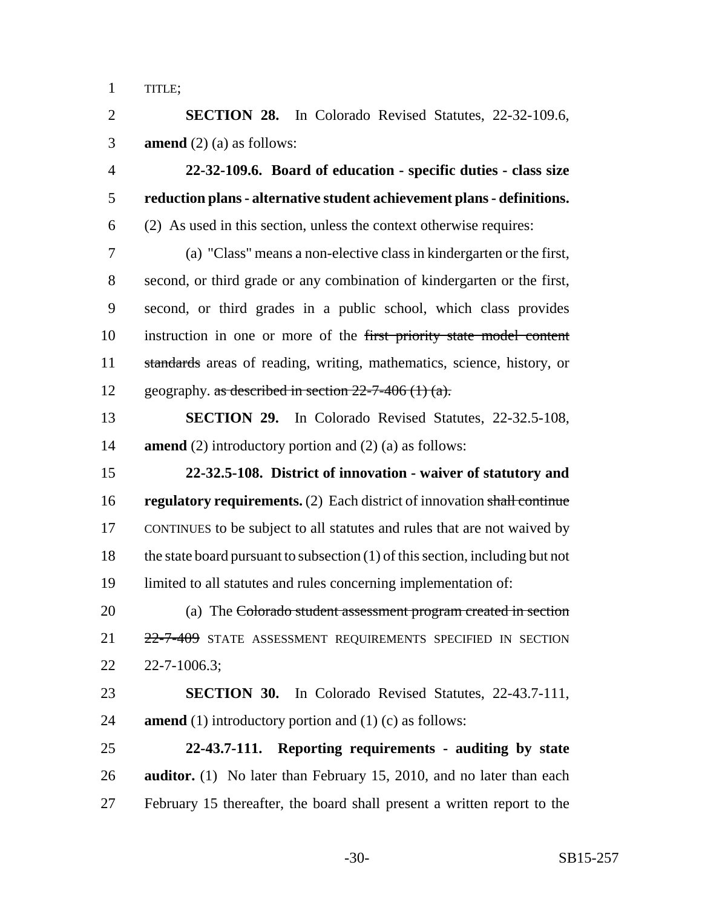TITLE;

**SECTION 28.** In Colorado Revised Statutes, 22-32-109.6, **amend** (2) (a) as follows:

**22-32-109.6. Board of education - specific duties - class size reduction plans - alternative student achievement plans - definitions.** (2) As used in this section, unless the context otherwise requires:

(a) "Class" means a non-elective class in kindergarten or the first, second, or third grade or any combination of kindergarten or the first, second, or third grades in a public school, which class provides instruction in one or more of the ~~first priority state model content standards~~ areas of reading, writing, mathematics, science, history, or geography. ~~as described in section 22-7-406 (1) (a).~~

**SECTION 29.** In Colorado Revised Statutes, 22-32.5-108, **amend** (2) introductory portion and (2) (a) as follows:

**22-32.5-108. District of innovation - waiver of statutory and regulatory requirements.** (2) Each district of innovation ~~shall continue~~ CONTINUES to be subject to all statutes and rules that are not waived by the state board pursuant to subsection (1) of this section, including but not limited to all statutes and rules concerning implementation of:

(a) The ~~Colorado student assessment program created in section 22-7-409~~ STATE ASSESSMENT REQUIREMENTS SPECIFIED IN SECTION 22-7-1006.3;

**SECTION 30.** In Colorado Revised Statutes, 22-43.7-111, **amend** (1) introductory portion and (1) (c) as follows:

**22-43.7-111. Reporting requirements - auditing by state auditor.** (1) No later than February 15, 2010, and no later than each February 15 thereafter, the board shall present a written report to the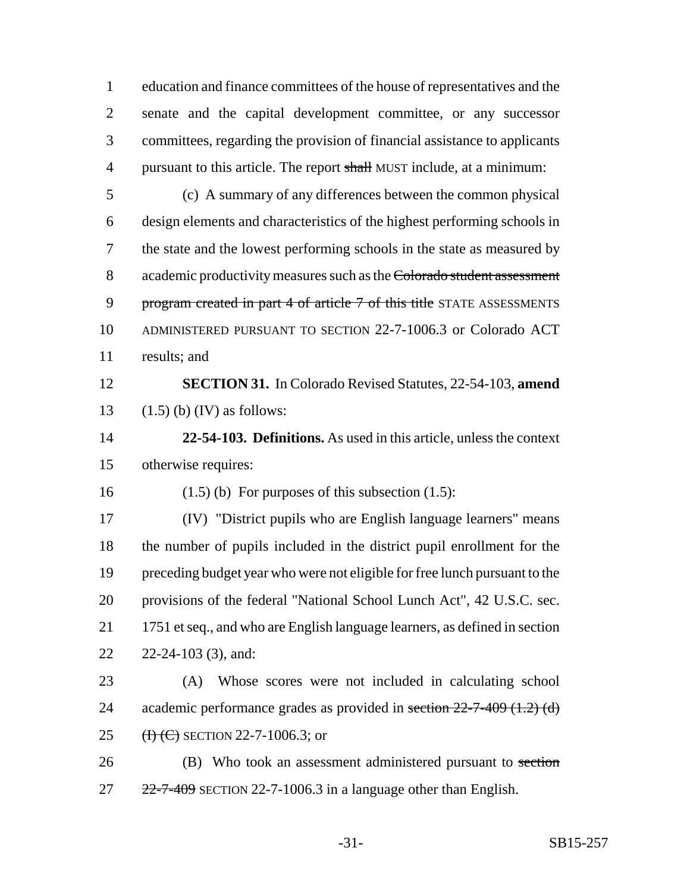education and finance committees of the house of representatives and the senate and the capital development committee, or any successor committees, regarding the provision of financial assistance to applicants pursuant to this article. The report ~~shall~~ MUST include, at a minimum:

(c) A summary of any differences between the common physical design elements and characteristics of the highest performing schools in the state and the lowest performing schools in the state as measured by academic productivity measures such as the ~~Colorado student assessment program created in part 4 of article 7 of this title~~ STATE ASSESSMENTS ADMINISTERED PURSUANT TO SECTION 22-7-1006.3 or Colorado ACT results; and

**SECTION 31.** In Colorado Revised Statutes, 22-54-103, **amend** (1.5) (b) (IV) as follows:

**22-54-103. Definitions.** As used in this article, unless the context otherwise requires:

(1.5) (b) For purposes of this subsection (1.5):

(IV) "District pupils who are English language learners" means the number of pupils included in the district pupil enrollment for the preceding budget year who were not eligible for free lunch pursuant to the provisions of the federal "National School Lunch Act", 42 U.S.C. sec. 1751 et seq., and who are English language learners, as defined in section 22-24-103 (3), and:

(A) Whose scores were not included in calculating school academic performance grades as provided in ~~section 22-7-409 (1.2) (d) (I) (C)~~ SECTION 22-7-1006.3; or

(B) Who took an assessment administered pursuant to ~~section 22-7-409~~ SECTION 22-7-1006.3 in a language other than English.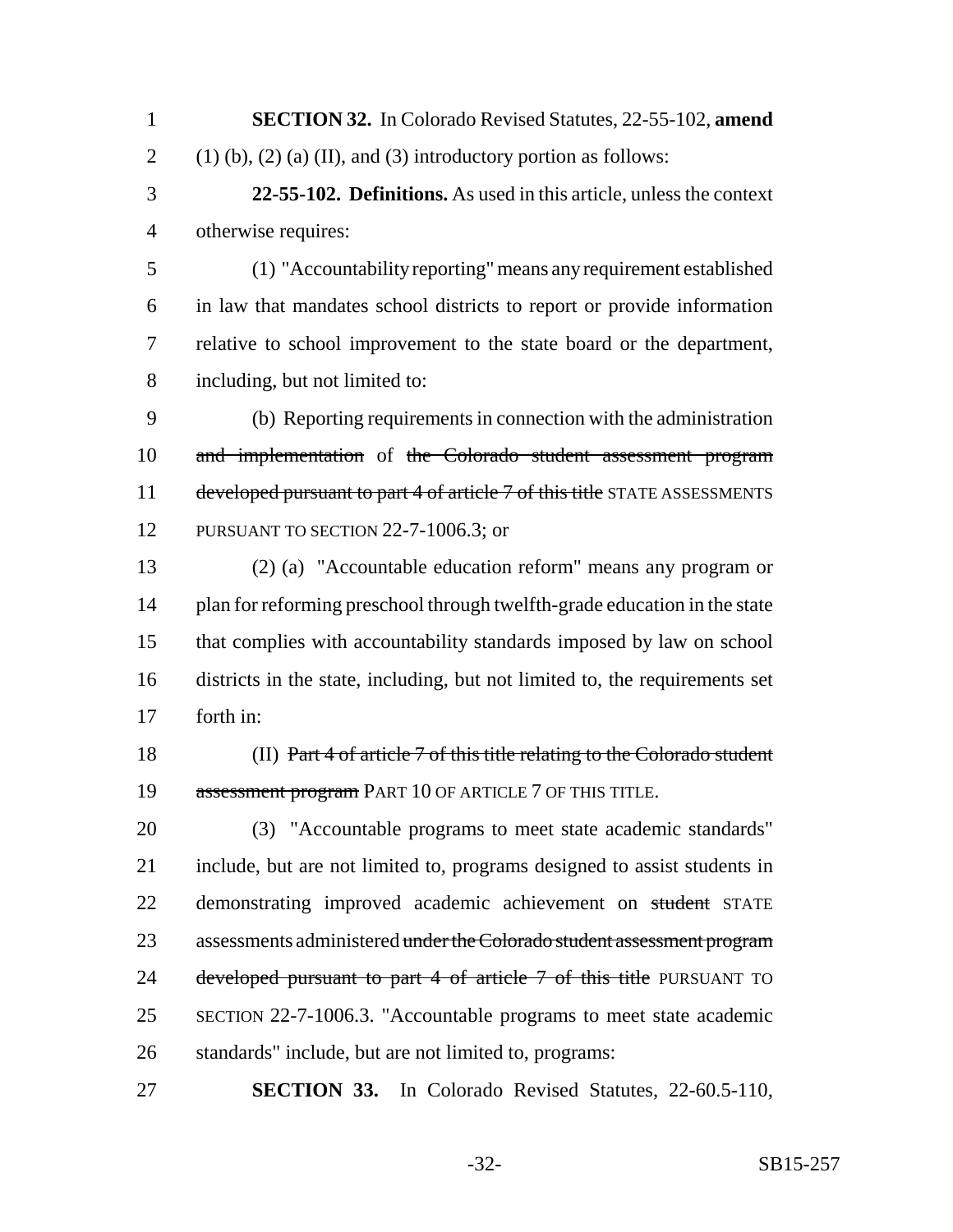**SECTION 32.** In Colorado Revised Statutes, 22-55-102, **amend** (1) (b), (2) (a) (II), and (3) introductory portion as follows:

**22-55-102. Definitions.** As used in this article, unless the context otherwise requires:

(1) "Accountability reporting" means any requirement established in law that mandates school districts to report or provide information relative to school improvement to the state board or the department, including, but not limited to:

(b) Reporting requirements in connection with the administration ~~and implementation~~ of ~~the Colorado student assessment program developed pursuant to part 4 of article 7 of this title~~ STATE ASSESSMENTS PURSUANT TO SECTION 22-7-1006.3; or

(2) (a) "Accountable education reform" means any program or plan for reforming preschool through twelfth-grade education in the state that complies with accountability standards imposed by law on school districts in the state, including, but not limited to, the requirements set forth in:

(II) ~~Part 4 of article 7 of this title relating to the Colorado student assessment program~~ PART 10 OF ARTICLE 7 OF THIS TITLE.

(3) "Accountable programs to meet state academic standards" include, but are not limited to, programs designed to assist students in demonstrating improved academic achievement on ~~student~~ STATE assessments administered ~~under the Colorado student assessment program developed pursuant to part 4 of article 7 of this title~~ PURSUANT TO SECTION 22-7-1006.3. "Accountable programs to meet state academic standards" include, but are not limited to, programs:

**SECTION 33.** In Colorado Revised Statutes, 22-60.5-110,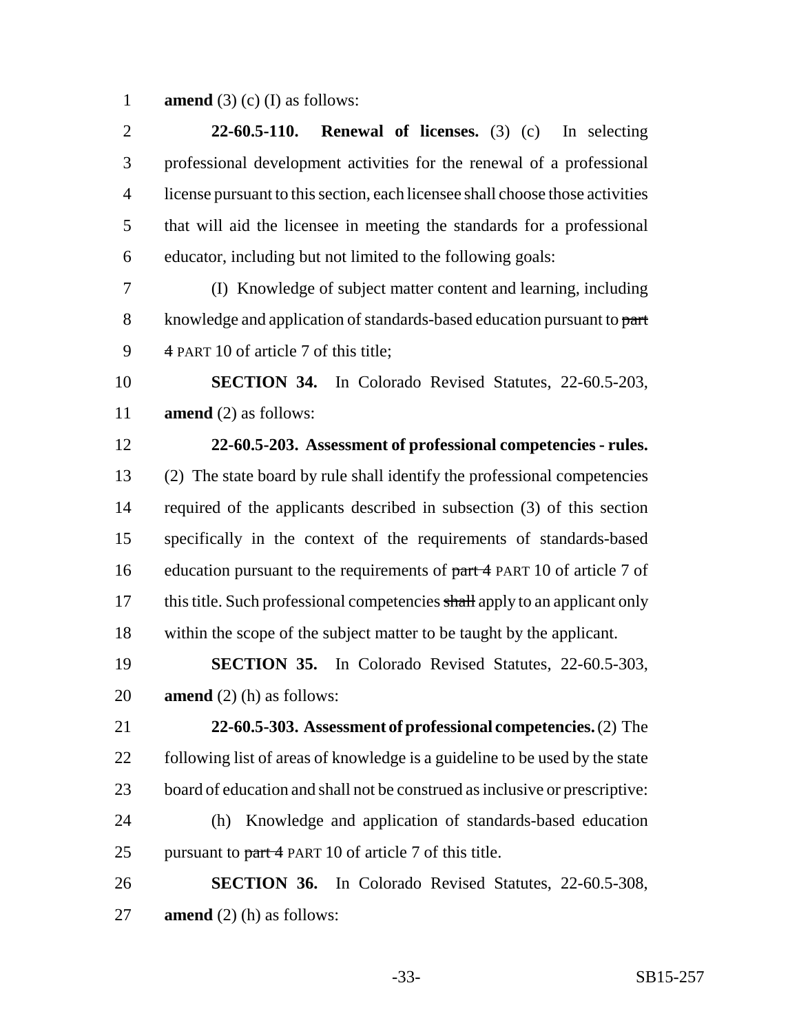**amend** (3) (c) (I) as follows:

**22-60.5-110. Renewal of licenses.** (3) (c) In selecting professional development activities for the renewal of a professional license pursuant to this section, each licensee shall choose those activities that will aid the licensee in meeting the standards for a professional educator, including but not limited to the following goals:

(I) Knowledge of subject matter content and learning, including knowledge and application of standards-based education pursuant to ~~part 4~~ PART 10 of article 7 of this title;

**SECTION 34.** In Colorado Revised Statutes, 22-60.5-203, **amend** (2) as follows:

**22-60.5-203. Assessment of professional competencies - rules.** (2) The state board by rule shall identify the professional competencies required of the applicants described in subsection (3) of this section specifically in the context of the requirements of standards-based education pursuant to the requirements of ~~part 4~~ PART 10 of article 7 of this title. Such professional competencies ~~shall~~ apply to an applicant only within the scope of the subject matter to be taught by the applicant.

**SECTION 35.** In Colorado Revised Statutes, 22-60.5-303, **amend** (2) (h) as follows:

**22-60.5-303. Assessment of professional competencies.** (2) The following list of areas of knowledge is a guideline to be used by the state board of education and shall not be construed as inclusive or prescriptive:

(h) Knowledge and application of standards-based education pursuant to ~~part 4~~ PART 10 of article 7 of this title.

**SECTION 36.** In Colorado Revised Statutes, 22-60.5-308, **amend** (2) (h) as follows: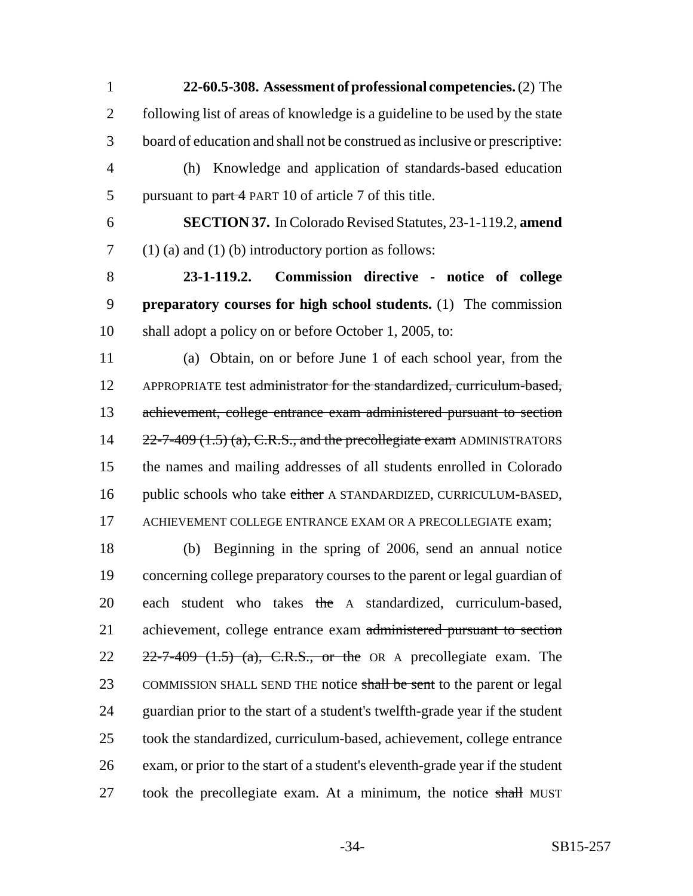**22-60.5-308. Assessment of professional competencies.** (2) The following list of areas of knowledge is a guideline to be used by the state board of education and shall not be construed as inclusive or prescriptive:

(h) Knowledge and application of standards-based education pursuant to ~~part 4~~ PART 10 of article 7 of this title.

**SECTION 37.** In Colorado Revised Statutes, 23-1-119.2, **amend** (1) (a) and (1) (b) introductory portion as follows:

**23-1-119.2. Commission directive - notice of college preparatory courses for high school students.** (1) The commission shall adopt a policy on or before October 1, 2005, to:

(a) Obtain, on or before June 1 of each school year, from the APPROPRIATE test ~~administrator for the standardized, curriculum-based, achievement, college entrance exam administered pursuant to section 22-7-409 (1.5) (a), C.R.S., and the precollegiate exam~~ ADMINISTRATORS the names and mailing addresses of all students enrolled in Colorado public schools who take ~~either~~ A STANDARDIZED, CURRICULUM-BASED, ACHIEVEMENT COLLEGE ENTRANCE EXAM OR A PRECOLLEGIATE exam;

(b) Beginning in the spring of 2006, send an annual notice concerning college preparatory courses to the parent or legal guardian of each student who takes ~~the~~ A standardized, curriculum-based, achievement, college entrance exam ~~administered pursuant to section 22-7-409 (1.5) (a), C.R.S., or the~~ OR A precollegiate exam. The COMMISSION SHALL SEND THE notice ~~shall be sent~~ to the parent or legal guardian prior to the start of a student's twelfth-grade year if the student took the standardized, curriculum-based, achievement, college entrance exam, or prior to the start of a student's eleventh-grade year if the student took the precollegiate exam. At a minimum, the notice ~~shall~~ MUST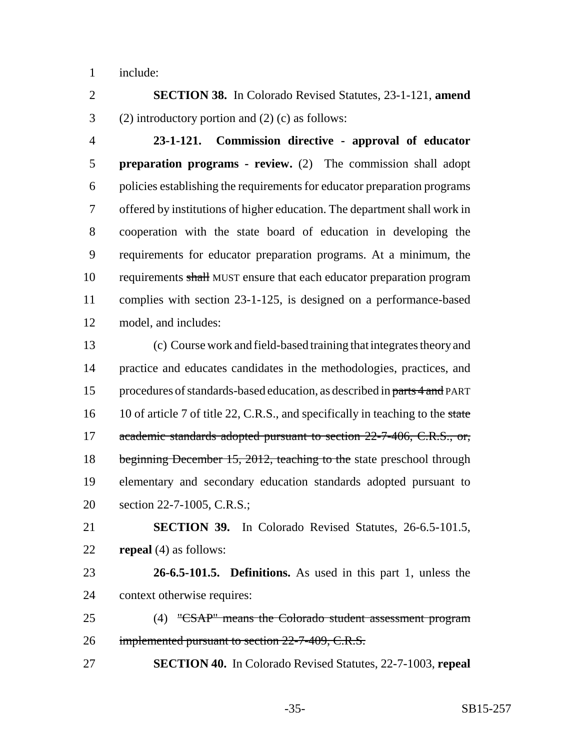include:

**SECTION 38.** In Colorado Revised Statutes, 23-1-121, **amend** (2) introductory portion and (2) (c) as follows:

**23-1-121. Commission directive - approval of educator preparation programs - review.** (2) The commission shall adopt policies establishing the requirements for educator preparation programs offered by institutions of higher education. The department shall work in cooperation with the state board of education in developing the requirements for educator preparation programs. At a minimum, the requirements ~~shall~~ MUST ensure that each educator preparation program complies with section 23-1-125, is designed on a performance-based model, and includes:

(c) Course work and field-based training that integrates theory and practice and educates candidates in the methodologies, practices, and procedures of standards-based education, as described in ~~parts 4 and~~ PART 10 of article 7 of title 22, C.R.S., and specifically in teaching to the ~~state academic standards adopted pursuant to section 22-7-406, C.R.S., or, beginning December 15, 2012, teaching to the~~ state preschool through elementary and secondary education standards adopted pursuant to section 22-7-1005, C.R.S.;

**SECTION 39.** In Colorado Revised Statutes, 26-6.5-101.5, **repeal** (4) as follows:

**26-6.5-101.5. Definitions.** As used in this part 1, unless the context otherwise requires:

(4) ~~"CSAP" means the Colorado student assessment program implemented pursuant to section 22-7-409, C.R.S.~~

**SECTION 40.** In Colorado Revised Statutes, 22-7-1003, **repeal**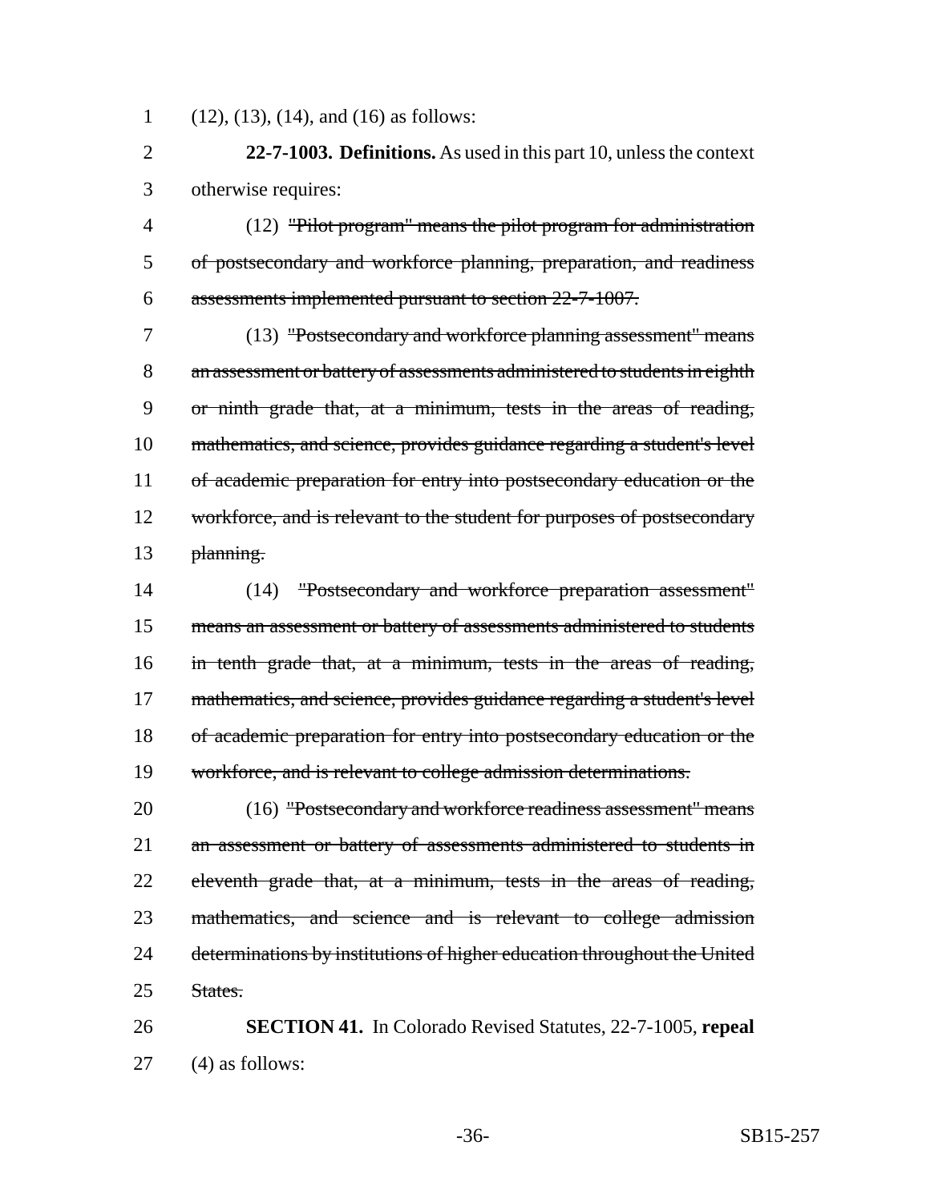(12), (13), (14), and (16) as follows:

**22-7-1003. Definitions.** As used in this part 10, unless the context otherwise requires:

(12) ~~"Pilot program" means the pilot program for administration of postsecondary and workforce planning, preparation, and readiness assessments implemented pursuant to section 22-7-1007.~~

(13) ~~"Postsecondary and workforce planning assessment" means an assessment or battery of assessments administered to students in eighth or ninth grade that, at a minimum, tests in the areas of reading, mathematics, and science, provides guidance regarding a student's level of academic preparation for entry into postsecondary education or the workforce, and is relevant to the student for purposes of postsecondary planning.~~

(14) ~~"Postsecondary and workforce preparation assessment" means an assessment or battery of assessments administered to students in tenth grade that, at a minimum, tests in the areas of reading, mathematics, and science, provides guidance regarding a student's level of academic preparation for entry into postsecondary education or the workforce, and is relevant to college admission determinations.~~

(16) ~~"Postsecondary and workforce readiness assessment" means an assessment or battery of assessments administered to students in eleventh grade that, at a minimum, tests in the areas of reading, mathematics, and science and is relevant to college admission determinations by institutions of higher education throughout the United States.~~

**SECTION 41.** In Colorado Revised Statutes, 22-7-1005, **repeal** (4) as follows: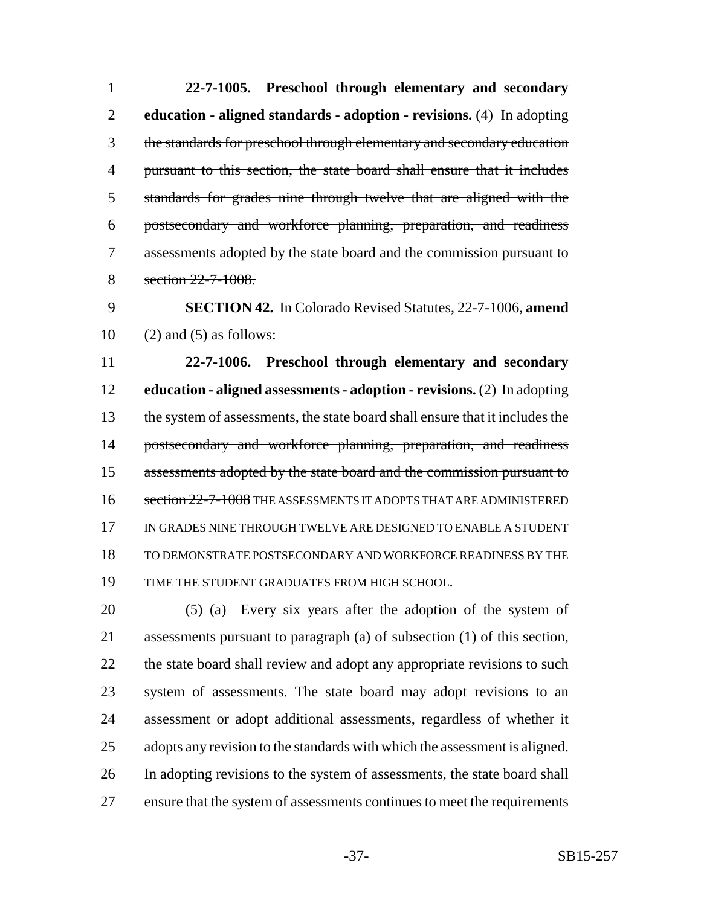**22-7-1005. Preschool through elementary and secondary education - aligned standards - adoption - revisions.** (4) ~~In adopting the standards for preschool through elementary and secondary education pursuant to this section, the state board shall ensure that it includes standards for grades nine through twelve that are aligned with the postsecondary and workforce planning, preparation, and readiness assessments adopted by the state board and the commission pursuant to section 22-7-1008.~~

**SECTION 42.** In Colorado Revised Statutes, 22-7-1006, **amend** (2) and (5) as follows:

**22-7-1006. Preschool through elementary and secondary education - aligned assessments - adoption - revisions.** (2) In adopting the system of assessments, the state board shall ensure that ~~it includes the postsecondary and workforce planning, preparation, and readiness assessments adopted by the state board and the commission pursuant to section 22-7-1008~~ THE ASSESSMENTS IT ADOPTS THAT ARE ADMINISTERED IN GRADES NINE THROUGH TWELVE ARE DESIGNED TO ENABLE A STUDENT TO DEMONSTRATE POSTSECONDARY AND WORKFORCE READINESS BY THE TIME THE STUDENT GRADUATES FROM HIGH SCHOOL.

(5) (a) Every six years after the adoption of the system of assessments pursuant to paragraph (a) of subsection (1) of this section, the state board shall review and adopt any appropriate revisions to such system of assessments. The state board may adopt revisions to an assessment or adopt additional assessments, regardless of whether it adopts any revision to the standards with which the assessment is aligned. In adopting revisions to the system of assessments, the state board shall ensure that the system of assessments continues to meet the requirements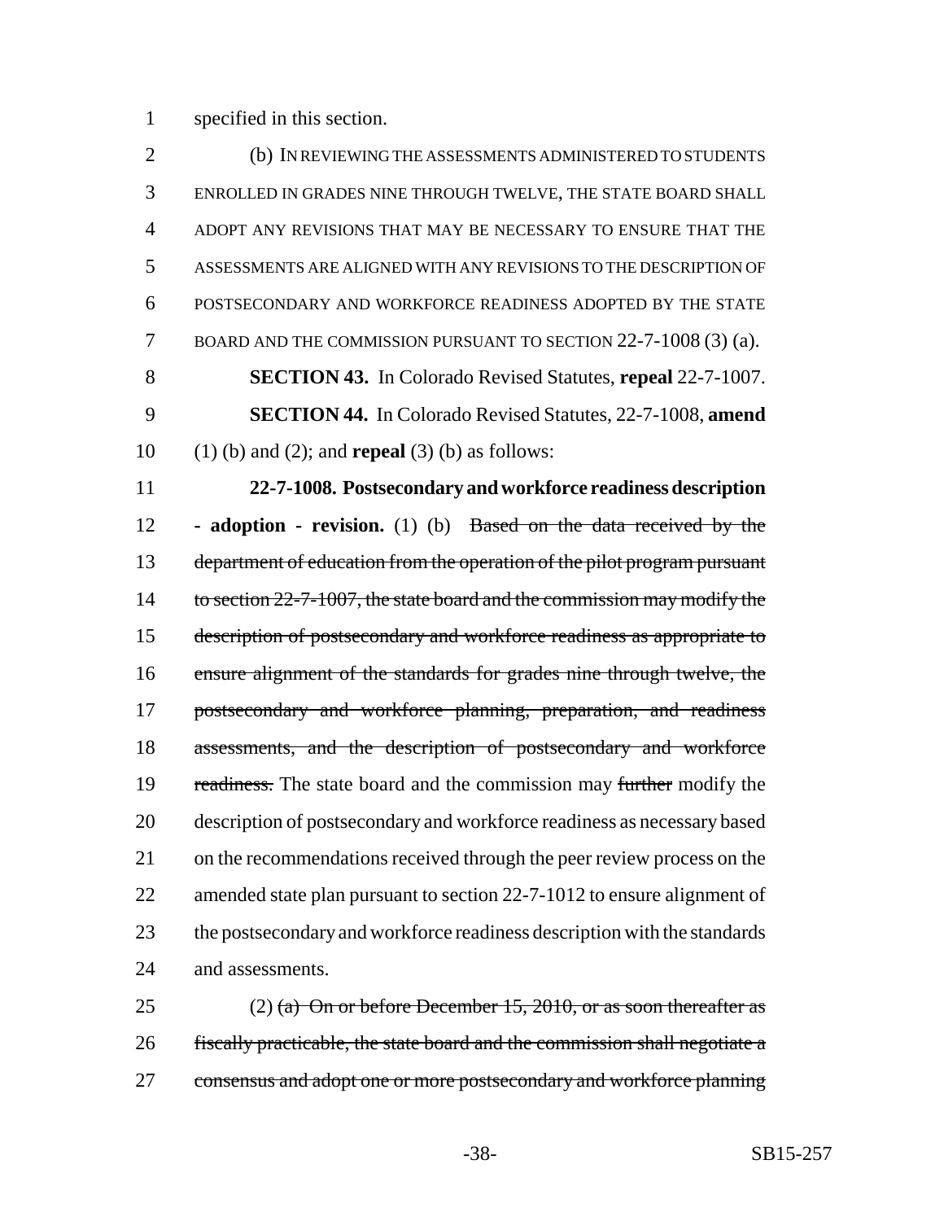specified in this section.

(b) IN REVIEWING THE ASSESSMENTS ADMINISTERED TO STUDENTS ENROLLED IN GRADES NINE THROUGH TWELVE, THE STATE BOARD SHALL ADOPT ANY REVISIONS THAT MAY BE NECESSARY TO ENSURE THAT THE ASSESSMENTS ARE ALIGNED WITH ANY REVISIONS TO THE DESCRIPTION OF POSTSECONDARY AND WORKFORCE READINESS ADOPTED BY THE STATE BOARD AND THE COMMISSION PURSUANT TO SECTION 22-7-1008 (3) (a).

**SECTION 43.** In Colorado Revised Statutes, **repeal** 22-7-1007.

**SECTION 44.** In Colorado Revised Statutes, 22-7-1008, **amend** (1) (b) and (2); and **repeal** (3) (b) as follows:

**22-7-1008. Postsecondary and workforce readiness description - adoption - revision.** (1) (b) ~~Based on the data received by the department of education from the operation of the pilot program pursuant to section 22-7-1007, the state board and the commission may modify the description of postsecondary and workforce readiness as appropriate to ensure alignment of the standards for grades nine through twelve, the postsecondary and workforce planning, preparation, and readiness assessments, and the description of postsecondary and workforce readiness.~~ The state board and the commission may ~~further~~ modify the description of postsecondary and workforce readiness as necessary based on the recommendations received through the peer review process on the amended state plan pursuant to section 22-7-1012 to ensure alignment of the postsecondary and workforce readiness description with the standards and assessments.

(2) ~~(a) On or before December 15, 2010, or as soon thereafter as fiscally practicable, the state board and the commission shall negotiate a consensus and adopt one or more postsecondary and workforce planning~~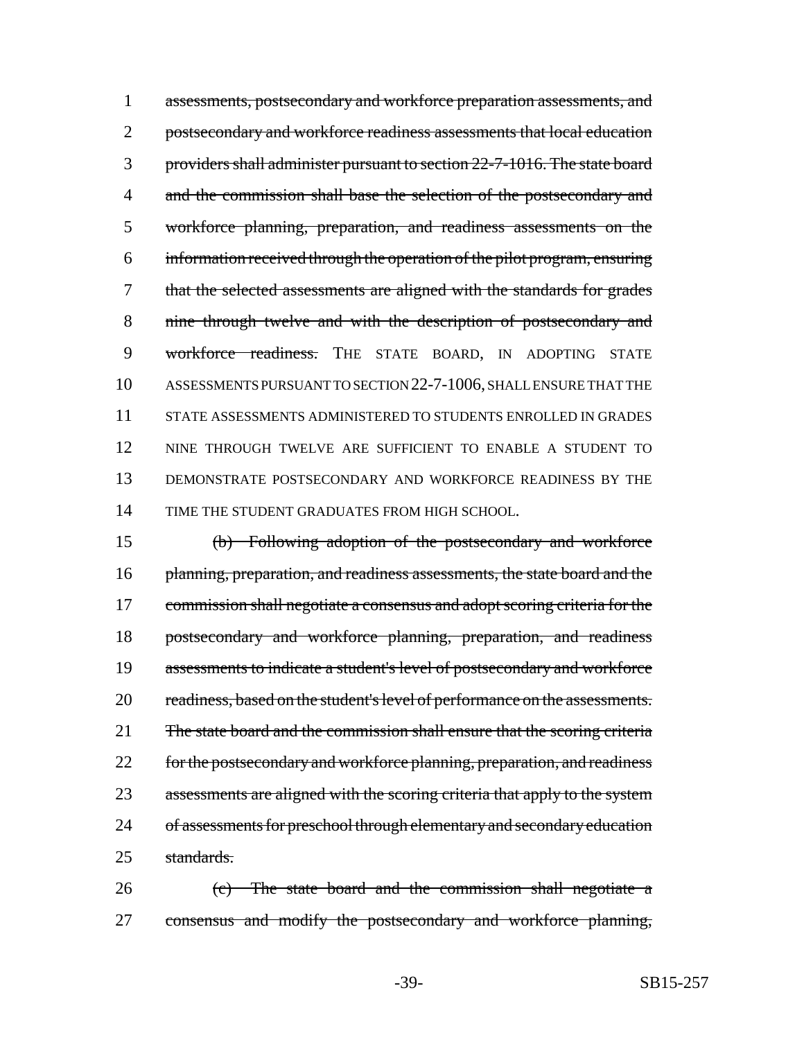1 ~~assessments, postsecondary and workforce preparation assessments, and~~
2 ~~postsecondary and workforce readiness assessments that local education~~
3 ~~providers shall administer pursuant to section 22-7-1016. The state board~~
4 ~~and the commission shall base the selection of the postsecondary and~~
5 ~~workforce planning, preparation, and readiness assessments on the~~
6 ~~information received through the operation of the pilot program, ensuring~~
7 ~~that the selected assessments are aligned with the standards for grades~~
8 ~~nine through twelve and with the description of postsecondary and~~
9 ~~workforce readiness.~~ THE STATE BOARD, IN ADOPTING STATE
10 ASSESSMENTS PURSUANT TO SECTION 22-7-1006, SHALL ENSURE THAT THE
11 STATE ASSESSMENTS ADMINISTERED TO STUDENTS ENROLLED IN GRADES
12 NINE THROUGH TWELVE ARE SUFFICIENT TO ENABLE A STUDENT TO
13 DEMONSTRATE POSTSECONDARY AND WORKFORCE READINESS BY THE
14 TIME THE STUDENT GRADUATES FROM HIGH SCHOOL.

15 ~~(b) Following adoption of the postsecondary and workforce~~
16 ~~planning, preparation, and readiness assessments, the state board and the~~
17 ~~commission shall negotiate a consensus and adopt scoring criteria for the~~
18 ~~postsecondary and workforce planning, preparation, and readiness~~
19 ~~assessments to indicate a student's level of postsecondary and workforce~~
20 ~~readiness, based on the student's level of performance on the assessments.~~
21 ~~The state board and the commission shall ensure that the scoring criteria~~
22 ~~for the postsecondary and workforce planning, preparation, and readiness~~
23 ~~assessments are aligned with the scoring criteria that apply to the system~~
24 ~~of assessments for preschool through elementary and secondary education~~
25 ~~standards.~~

26 ~~(c) The state board and the commission shall negotiate a~~
27 ~~consensus and modify the postsecondary and workforce planning,~~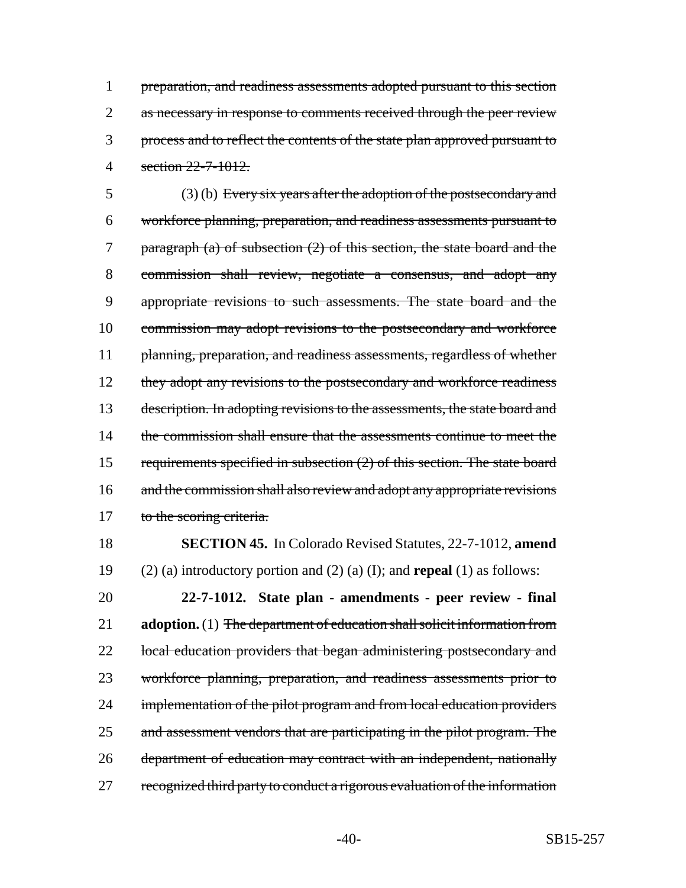preparation, and readiness assessments adopted pursuant to this section as necessary in response to comments received through the peer review process and to reflect the contents of the state plan approved pursuant to section 22-7-1012.

(3) (b) Every six years after the adoption of the postsecondary and workforce planning, preparation, and readiness assessments pursuant to paragraph (a) of subsection (2) of this section, the state board and the commission shall review, negotiate a consensus, and adopt any appropriate revisions to such assessments. The state board and the commission may adopt revisions to the postsecondary and workforce planning, preparation, and readiness assessments, regardless of whether they adopt any revisions to the postsecondary and workforce readiness description. In adopting revisions to the assessments, the state board and the commission shall ensure that the assessments continue to meet the requirements specified in subsection (2) of this section. The state board and the commission shall also review and adopt any appropriate revisions to the scoring criteria.

**SECTION 45.** In Colorado Revised Statutes, 22-7-1012, **amend** (2) (a) introductory portion and (2) (a) (I); and **repeal** (1) as follows:

**22-7-1012. State plan - amendments - peer review - final adoption.** (1) The department of education shall solicit information from local education providers that began administering postsecondary and workforce planning, preparation, and readiness assessments prior to implementation of the pilot program and from local education providers and assessment vendors that are participating in the pilot program. The department of education may contract with an independent, nationally recognized third party to conduct a rigorous evaluation of the information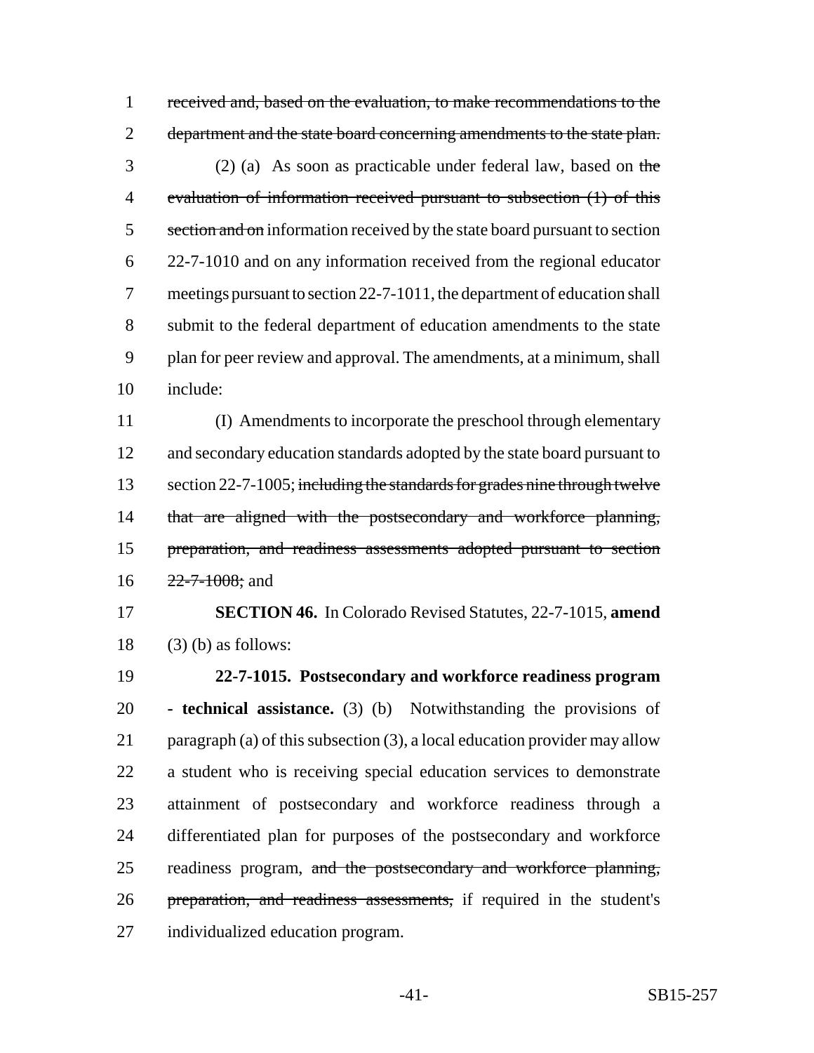received and, based on the evaluation, to make recommendations to the department and the state board concerning amendments to the state plan.

(2) (a) As soon as practicable under federal law, based on the evaluation of information received pursuant to subsection (1) of this section and on information received by the state board pursuant to section 22-7-1010 and on any information received from the regional educator meetings pursuant to section 22-7-1011, the department of education shall submit to the federal department of education amendments to the state plan for peer review and approval. The amendments, at a minimum, shall include:

(I) Amendments to incorporate the preschool through elementary and secondary education standards adopted by the state board pursuant to section 22-7-1005; including the standards for grades nine through twelve that are aligned with the postsecondary and workforce planning, preparation, and readiness assessments adopted pursuant to section 22-7-1008; and

**SECTION 46.** In Colorado Revised Statutes, 22-7-1015, **amend** (3) (b) as follows:

**22-7-1015. Postsecondary and workforce readiness program - technical assistance.** (3) (b) Notwithstanding the provisions of paragraph (a) of this subsection (3), a local education provider may allow a student who is receiving special education services to demonstrate attainment of postsecondary and workforce readiness through a differentiated plan for purposes of the postsecondary and workforce readiness program, and the postsecondary and workforce planning, preparation, and readiness assessments, if required in the student's individualized education program.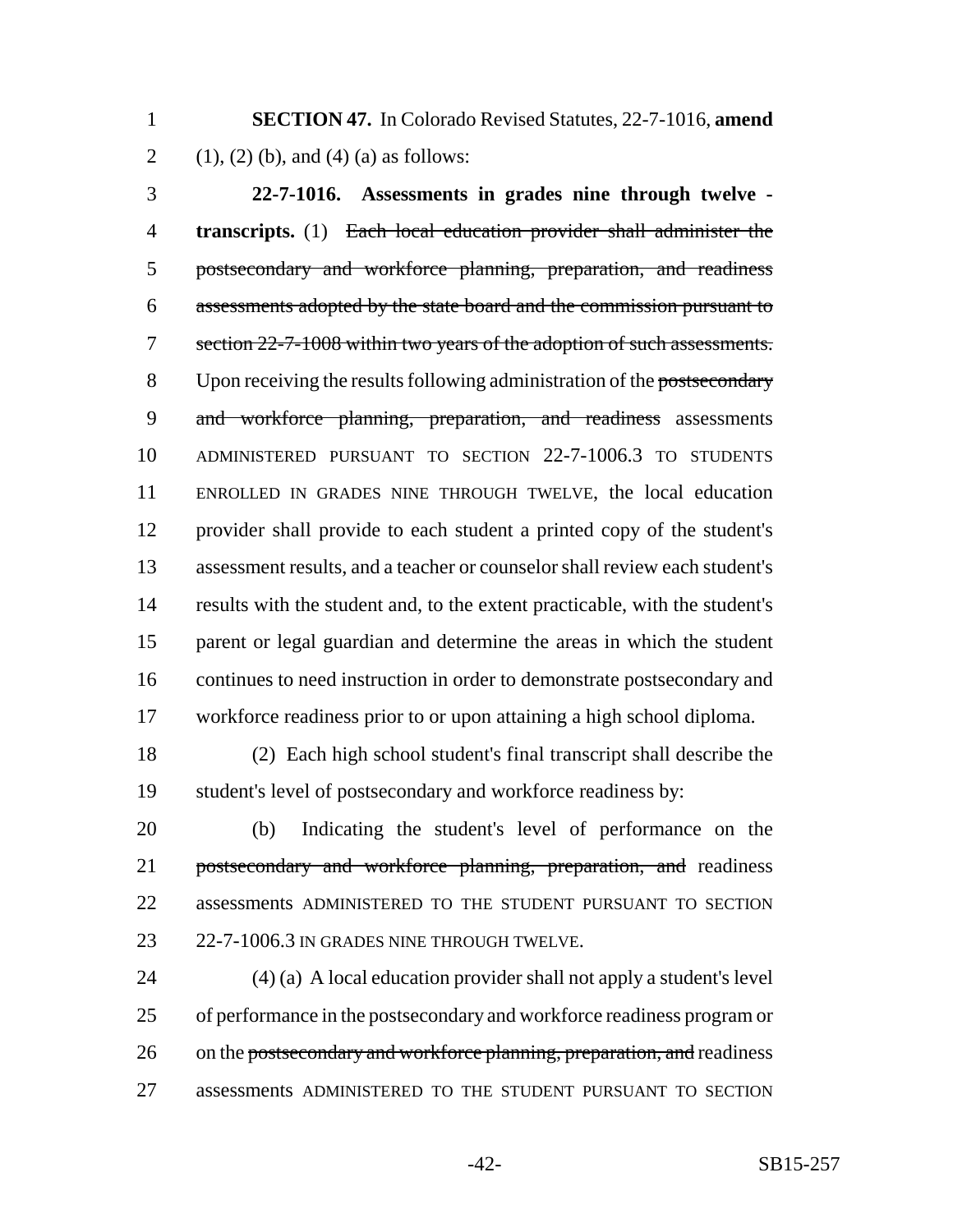**SECTION 47.** In Colorado Revised Statutes, 22-7-1016, **amend** (1), (2) (b), and (4) (a) as follows:

**22-7-1016. Assessments in grades nine through twelve - transcripts.** (1) ~~Each local education provider shall administer the postsecondary and workforce planning, preparation, and readiness assessments adopted by the state board and the commission pursuant to section 22-7-1008 within two years of the adoption of such assessments.~~ Upon receiving the results following administration of the ~~postsecondary and workforce planning, preparation, and readiness~~ assessments ADMINISTERED PURSUANT TO SECTION 22-7-1006.3 TO STUDENTS ENROLLED IN GRADES NINE THROUGH TWELVE, the local education provider shall provide to each student a printed copy of the student's assessment results, and a teacher or counselor shall review each student's results with the student and, to the extent practicable, with the student's parent or legal guardian and determine the areas in which the student continues to need instruction in order to demonstrate postsecondary and workforce readiness prior to or upon attaining a high school diploma.

(2) Each high school student's final transcript shall describe the student's level of postsecondary and workforce readiness by:

(b) Indicating the student's level of performance on the ~~postsecondary and workforce planning, preparation, and~~ readiness assessments ADMINISTERED TO THE STUDENT PURSUANT TO SECTION 22-7-1006.3 IN GRADES NINE THROUGH TWELVE.

(4) (a) A local education provider shall not apply a student's level of performance in the postsecondary and workforce readiness program or on the ~~postsecondary and workforce planning, preparation, and~~ readiness assessments ADMINISTERED TO THE STUDENT PURSUANT TO SECTION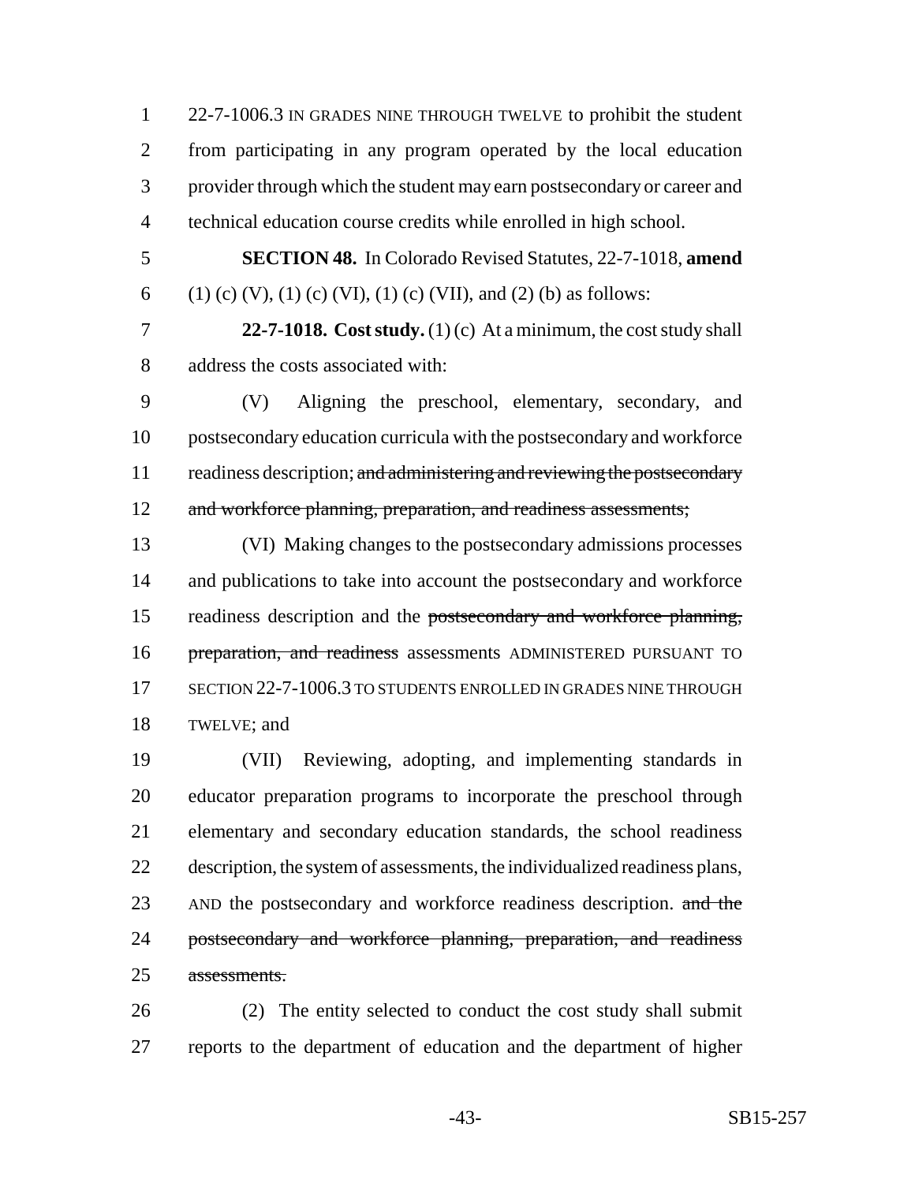22-7-1006.3 IN GRADES NINE THROUGH TWELVE to prohibit the student from participating in any program operated by the local education provider through which the student may earn postsecondary or career and technical education course credits while enrolled in high school.

**SECTION 48.** In Colorado Revised Statutes, 22-7-1018, **amend** (1) (c) (V), (1) (c) (VI), (1) (c) (VII), and (2) (b) as follows:

**22-7-1018. Cost study.** (1) (c) At a minimum, the cost study shall address the costs associated with:

(V) Aligning the preschool, elementary, secondary, and postsecondary education curricula with the postsecondary and workforce readiness description; ~~and administering and reviewing the postsecondary and workforce planning, preparation, and readiness assessments;~~

(VI) Making changes to the postsecondary admissions processes and publications to take into account the postsecondary and workforce readiness description and the ~~postsecondary and workforce planning, preparation, and readiness~~ assessments ADMINISTERED PURSUANT TO SECTION 22-7-1006.3 TO STUDENTS ENROLLED IN GRADES NINE THROUGH TWELVE; and

(VII) Reviewing, adopting, and implementing standards in educator preparation programs to incorporate the preschool through elementary and secondary education standards, the school readiness description, the system of assessments, the individualized readiness plans, AND the postsecondary and workforce readiness description. ~~and the postsecondary and workforce planning, preparation, and readiness assessments.~~

(2) The entity selected to conduct the cost study shall submit reports to the department of education and the department of higher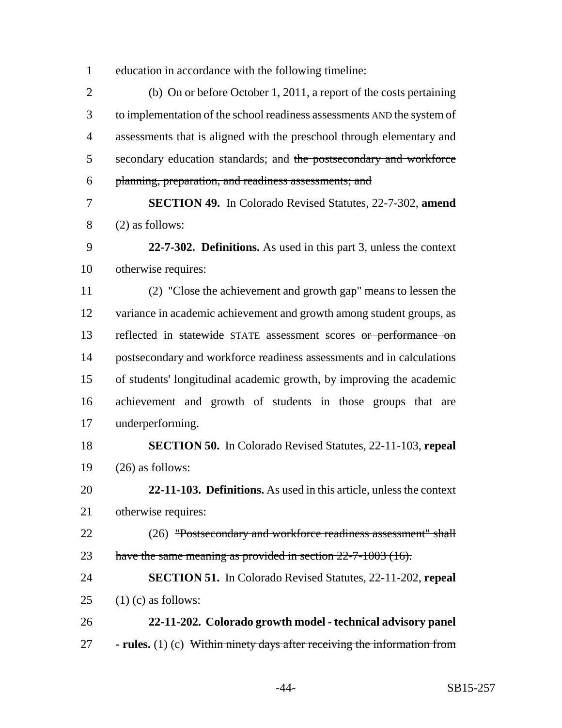education in accordance with the following timeline:

(b) On or before October 1, 2011, a report of the costs pertaining to implementation of the school readiness assessments AND the system of assessments that is aligned with the preschool through elementary and secondary education standards; and ~~the postsecondary and workforce planning, preparation, and readiness assessments; and~~

**SECTION 49.** In Colorado Revised Statutes, 22-7-302, **amend** (2) as follows:

**22-7-302. Definitions.** As used in this part 3, unless the context otherwise requires:

(2) "Close the achievement and growth gap" means to lessen the variance in academic achievement and growth among student groups, as reflected in ~~statewide~~ STATE assessment scores ~~or performance on postsecondary and workforce readiness assessments~~ and in calculations of students' longitudinal academic growth, by improving the academic achievement and growth of students in those groups that are underperforming.

**SECTION 50.** In Colorado Revised Statutes, 22-11-103, **repeal** (26) as follows:

**22-11-103. Definitions.** As used in this article, unless the context otherwise requires:

(26) ~~"Postsecondary and workforce readiness assessment" shall have the same meaning as provided in section 22-7-1003 (16).~~

**SECTION 51.** In Colorado Revised Statutes, 22-11-202, **repeal** (1) (c) as follows:

**22-11-202. Colorado growth model - technical advisory panel - rules.** (1) (c) ~~Within ninety days after receiving the information from~~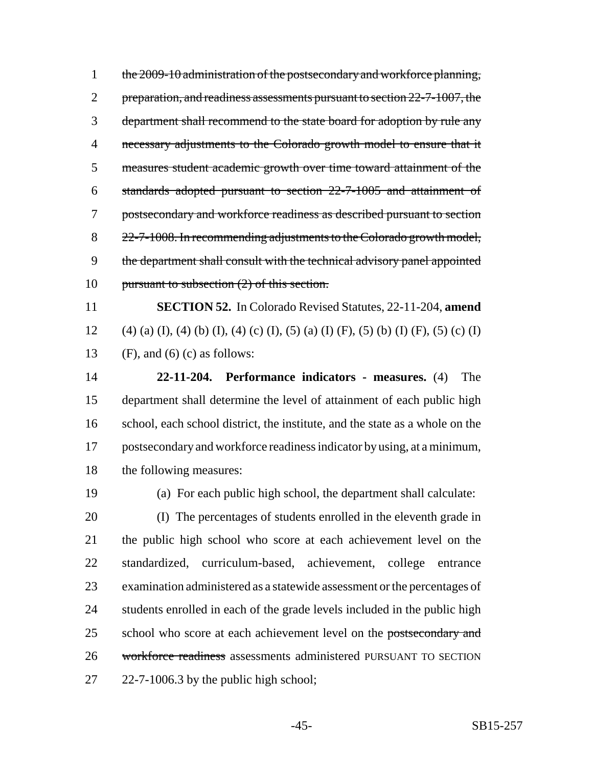~~the 2009-10 administration of the postsecondary and workforce planning, preparation, and readiness assessments pursuant to section 22-7-1007, the department shall recommend to the state board for adoption by rule any necessary adjustments to the Colorado growth model to ensure that it measures student academic growth over time toward attainment of the standards adopted pursuant to section 22-7-1005 and attainment of postsecondary and workforce readiness as described pursuant to section 22-7-1008. In recommending adjustments to the Colorado growth model, the department shall consult with the technical advisory panel appointed pursuant to subsection (2) of this section.~~

**SECTION 52.** In Colorado Revised Statutes, 22-11-204, **amend** (4) (a) (I), (4) (b) (I), (4) (c) (I), (5) (a) (I) (F), (5) (b) (I) (F), (5) (c) (I) (F), and (6) (c) as follows:

**22-11-204. Performance indicators - measures.** (4) The department shall determine the level of attainment of each public high school, each school district, the institute, and the state as a whole on the postsecondary and workforce readiness indicator by using, at a minimum, the following measures:

(a) For each public high school, the department shall calculate:

(I) The percentages of students enrolled in the eleventh grade in the public high school who score at each achievement level on the standardized, curriculum-based, achievement, college entrance examination administered as a statewide assessment or the percentages of students enrolled in each of the grade levels included in the public high school who score at each achievement level on the ~~postsecondary and workforce readiness~~ assessments administered PURSUANT TO SECTION 22-7-1006.3 by the public high school;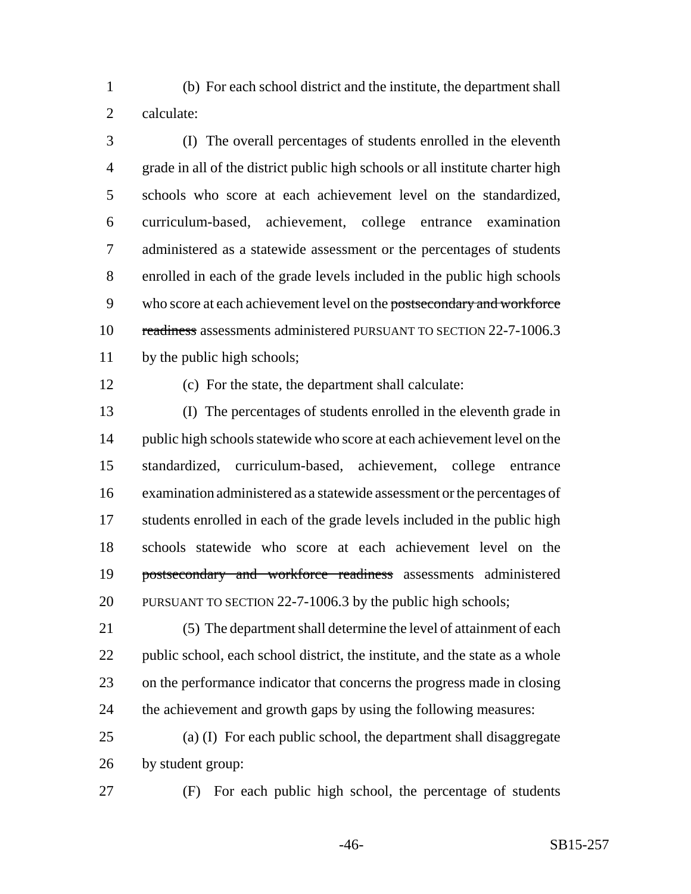(b) For each school district and the institute, the department shall calculate:

(I) The overall percentages of students enrolled in the eleventh grade in all of the district public high schools or all institute charter high schools who score at each achievement level on the standardized, curriculum-based, achievement, college entrance examination administered as a statewide assessment or the percentages of students enrolled in each of the grade levels included in the public high schools who score at each achievement level on the ~~postsecondary and workforce readiness~~ assessments administered PURSUANT TO SECTION 22-7-1006.3 by the public high schools;

(c) For the state, the department shall calculate:

(I) The percentages of students enrolled in the eleventh grade in public high schools statewide who score at each achievement level on the standardized, curriculum-based, achievement, college entrance examination administered as a statewide assessment or the percentages of students enrolled in each of the grade levels included in the public high schools statewide who score at each achievement level on the ~~postsecondary and workforce readiness~~ assessments administered PURSUANT TO SECTION 22-7-1006.3 by the public high schools;

(5) The department shall determine the level of attainment of each public school, each school district, the institute, and the state as a whole on the performance indicator that concerns the progress made in closing the achievement and growth gaps by using the following measures:

(a) (I) For each public school, the department shall disaggregate by student group:

(F) For each public high school, the percentage of students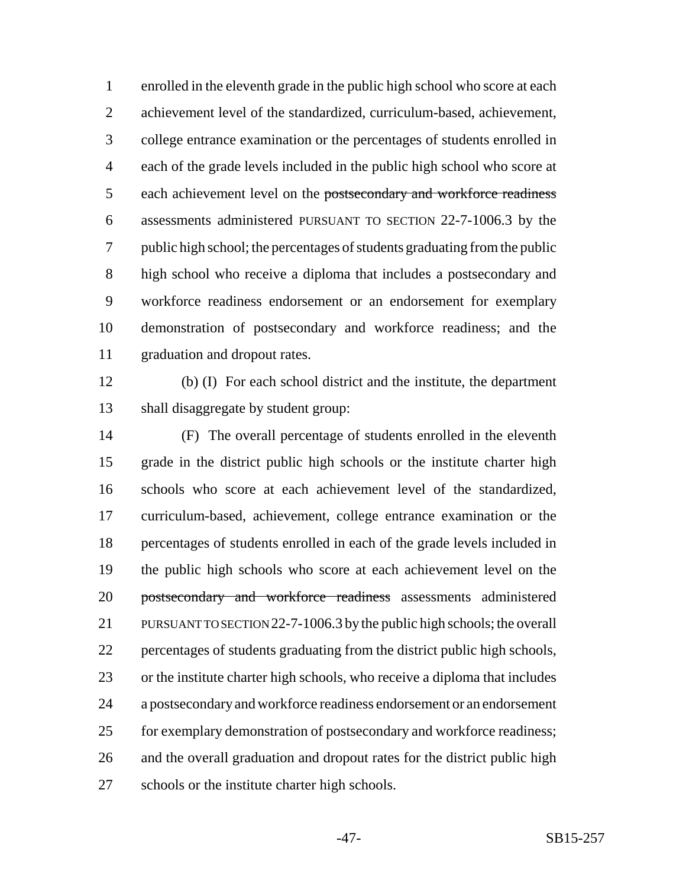enrolled in the eleventh grade in the public high school who score at each achievement level of the standardized, curriculum-based, achievement, college entrance examination or the percentages of students enrolled in each of the grade levels included in the public high school who score at each achievement level on the ~~postsecondary and workforce readiness~~ assessments administered PURSUANT TO SECTION 22-7-1006.3 by the public high school; the percentages of students graduating from the public high school who receive a diploma that includes a postsecondary and workforce readiness endorsement or an endorsement for exemplary demonstration of postsecondary and workforce readiness; and the graduation and dropout rates.

(b) (I) For each school district and the institute, the department shall disaggregate by student group:

(F) The overall percentage of students enrolled in the eleventh grade in the district public high schools or the institute charter high schools who score at each achievement level of the standardized, curriculum-based, achievement, college entrance examination or the percentages of students enrolled in each of the grade levels included in the public high schools who score at each achievement level on the ~~postsecondary and workforce readiness~~ assessments administered PURSUANT TO SECTION 22-7-1006.3 by the public high schools; the overall percentages of students graduating from the district public high schools, or the institute charter high schools, who receive a diploma that includes a postsecondary and workforce readiness endorsement or an endorsement for exemplary demonstration of postsecondary and workforce readiness; and the overall graduation and dropout rates for the district public high schools or the institute charter high schools.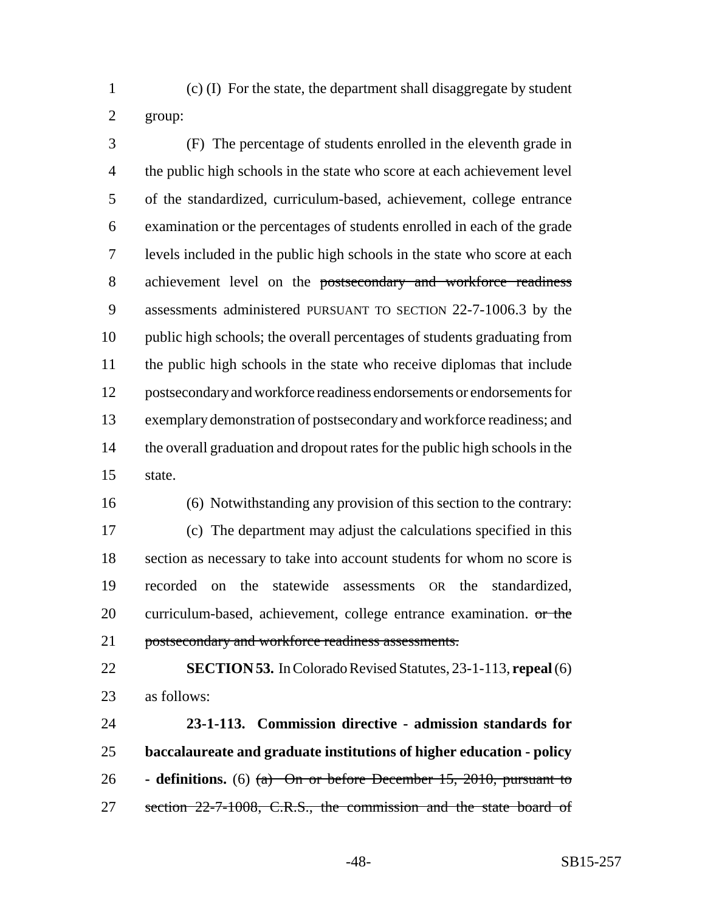(c) (I) For the state, the department shall disaggregate by student group:

(F) The percentage of students enrolled in the eleventh grade in the public high schools in the state who score at each achievement level of the standardized, curriculum-based, achievement, college entrance examination or the percentages of students enrolled in each of the grade levels included in the public high schools in the state who score at each achievement level on the ~~postsecondary and workforce readiness~~ assessments administered PURSUANT TO SECTION 22-7-1006.3 by the public high schools; the overall percentages of students graduating from the public high schools in the state who receive diplomas that include postsecondary and workforce readiness endorsements or endorsements for exemplary demonstration of postsecondary and workforce readiness; and the overall graduation and dropout rates for the public high schools in the state.

(6) Notwithstanding any provision of this section to the contrary:

(c) The department may adjust the calculations specified in this section as necessary to take into account students for whom no score is recorded on the statewide assessments OR the standardized, curriculum-based, achievement, college entrance examination. ~~or the postsecondary and workforce readiness assessments.~~

**SECTION 53.** In Colorado Revised Statutes, 23-1-113, **repeal** (6) as follows:

**23-1-113. Commission directive - admission standards for baccalaureate and graduate institutions of higher education - policy - definitions.** (6) ~~(a) On or before December 15, 2010, pursuant to section 22-7-1008, C.R.S., the commission and the state board of~~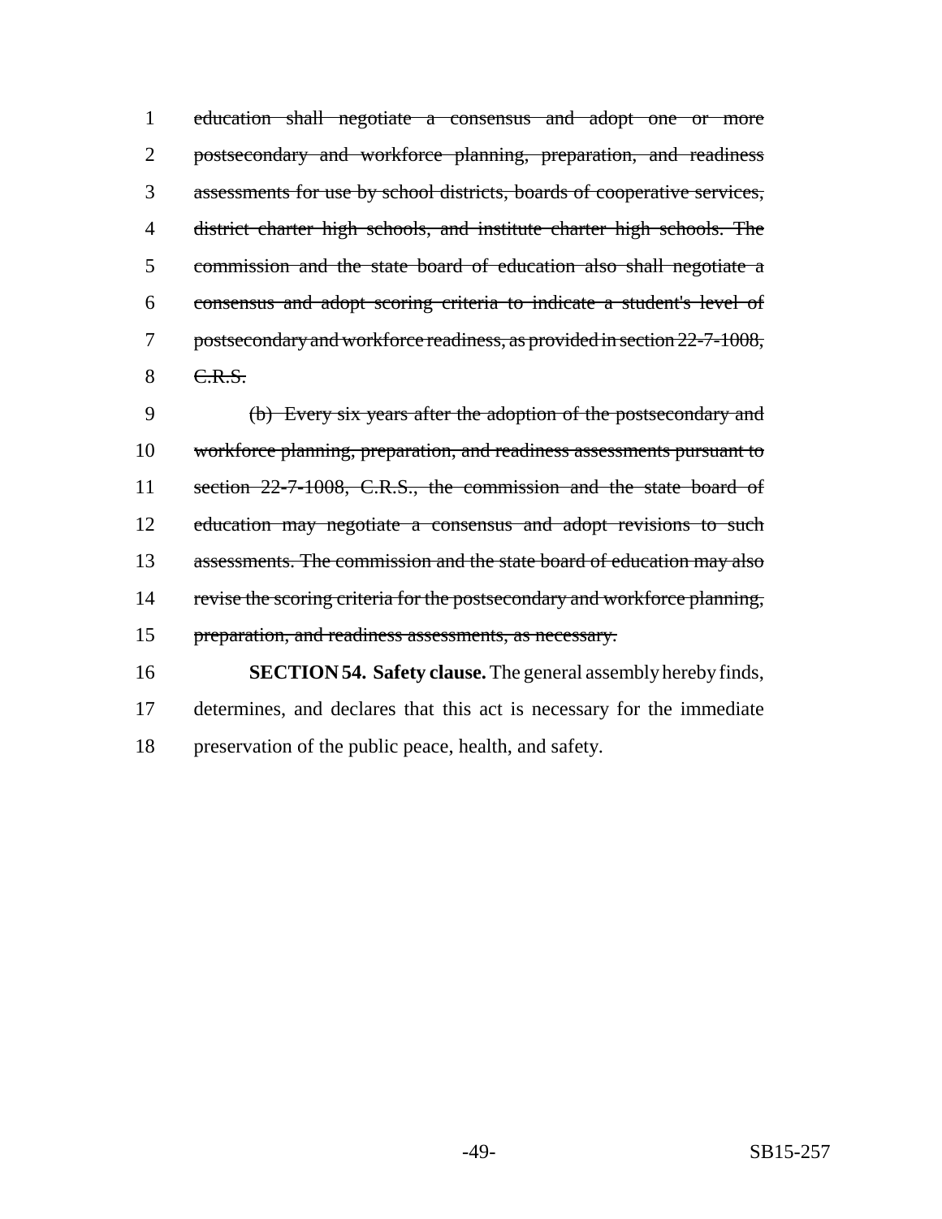~~education shall negotiate a consensus and adopt one or more postsecondary and workforce planning, preparation, and readiness assessments for use by school districts, boards of cooperative services, district charter high schools, and institute charter high schools. The commission and the state board of education also shall negotiate a consensus and adopt scoring criteria to indicate a student's level of postsecondary and workforce readiness, as provided in section 22-7-1008, C.R.S.~~

~~(b) Every six years after the adoption of the postsecondary and workforce planning, preparation, and readiness assessments pursuant to section 22-7-1008, C.R.S., the commission and the state board of education may negotiate a consensus and adopt revisions to such assessments. The commission and the state board of education may also revise the scoring criteria for the postsecondary and workforce planning, preparation, and readiness assessments, as necessary.~~

**SECTION 54. Safety clause.** The general assembly hereby finds, determines, and declares that this act is necessary for the immediate preservation of the public peace, health, and safety.